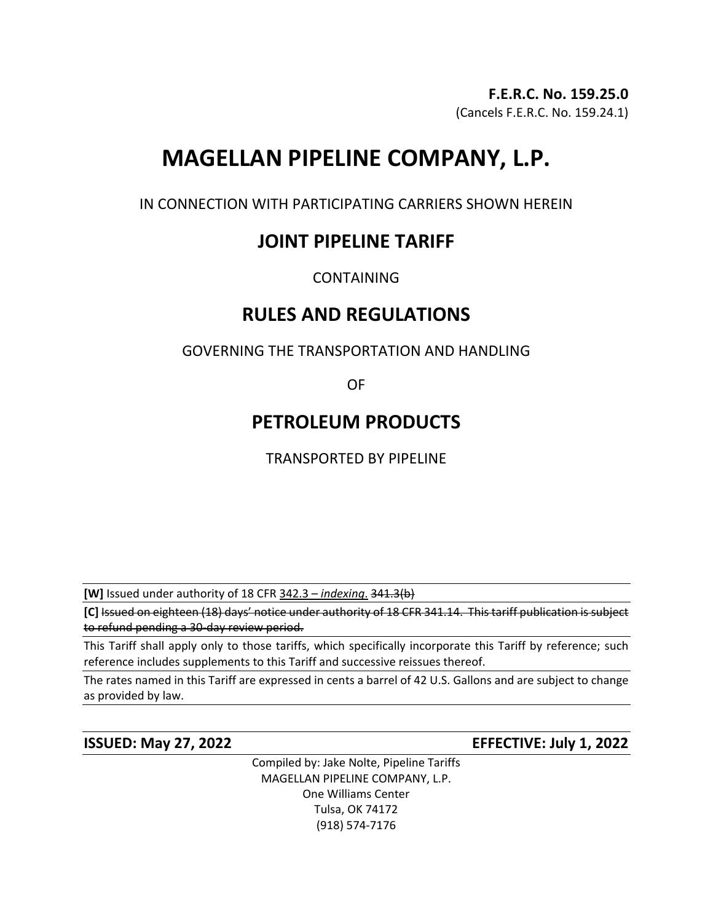**F.E.R.C. No. 159.25.0**
(Cancels F.E.R.C. No. 159.24.1)

# MAGELLAN PIPELINE COMPANY, L.P.

IN CONNECTION WITH PARTICIPATING CARRIERS SHOWN HEREIN

## JOINT PIPELINE TARIFF

CONTAINING

## RULES AND REGULATIONS

GOVERNING THE TRANSPORTATION AND HANDLING

OF

## PETROLEUM PRODUCTS

TRANSPORTED BY PIPELINE

**[W]** Issued under authority of 18 CFR <u>342.3 – *indexing*.</u> ~~341.3(b)~~

**[C]** ~~Issued on eighteen (18) days' notice under authority of 18 CFR 341.14. This tariff publication is subject to refund pending a 30-day review period.~~

This Tariff shall apply only to those tariffs, which specifically incorporate this Tariff by reference; such reference includes supplements to this Tariff and successive reissues thereof.

The rates named in this Tariff are expressed in cents a barrel of 42 U.S. Gallons and are subject to change as provided by law.

**ISSUED: May 27, 2022** **EFFECTIVE: July 1, 2022**

Compiled by: Jake Nolte, Pipeline Tariffs
MAGELLAN PIPELINE COMPANY, L.P.
One Williams Center
Tulsa, OK 74172
(918) 574-7176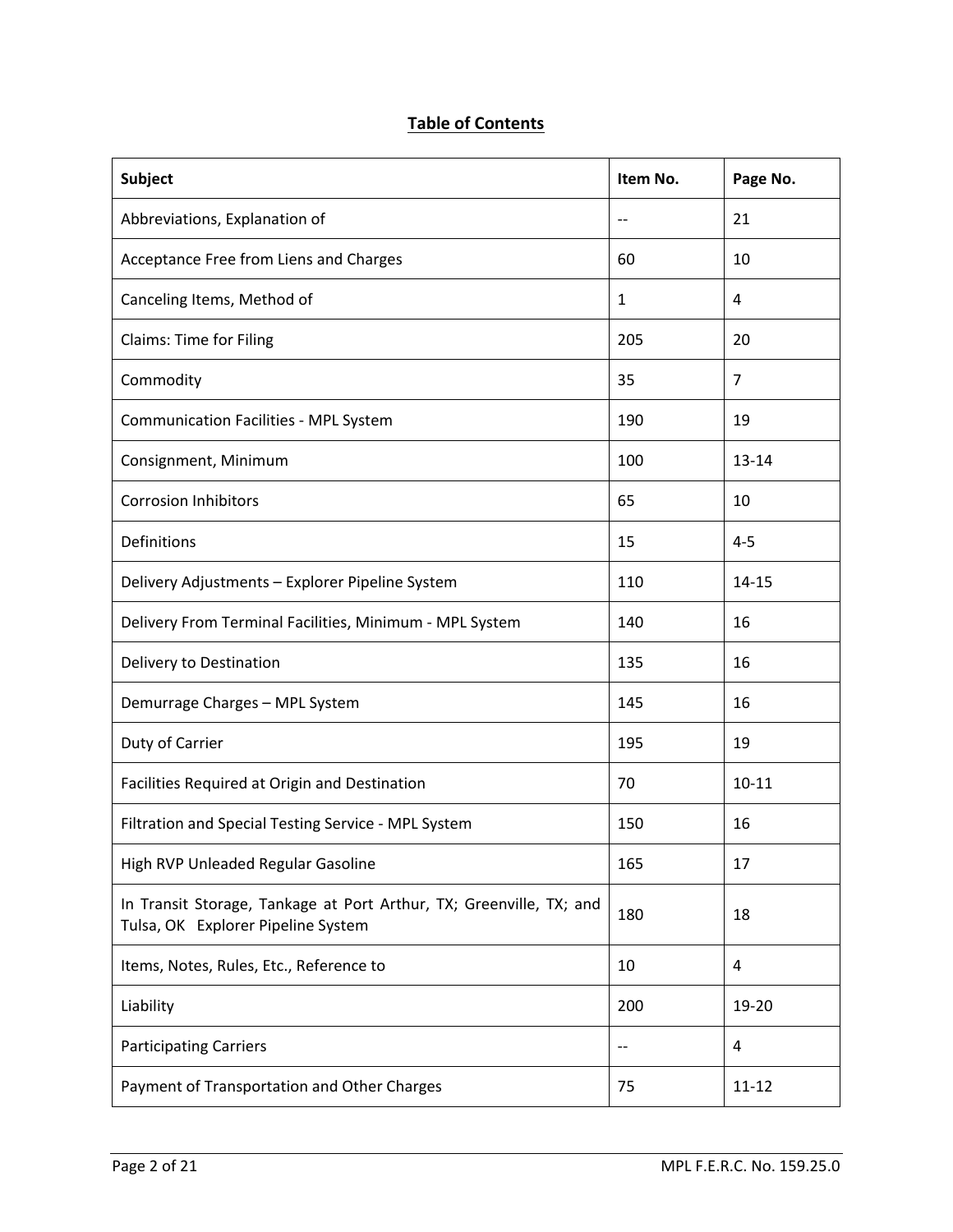## Table of Contents

| Subject | Item No. | Page No. |
|---|---|---|
| Abbreviations, Explanation of | -- | 21 |
| Acceptance Free from Liens and Charges | 60 | 10 |
| Canceling Items, Method of | 1 | 4 |
| Claims: Time for Filing | 205 | 20 |
| Commodity | 35 | 7 |
| Communication Facilities - MPL System | 190 | 19 |
| Consignment, Minimum | 100 | 13-14 |
| Corrosion Inhibitors | 65 | 10 |
| Definitions | 15 | 4-5 |
| Delivery Adjustments – Explorer Pipeline System | 110 | 14-15 |
| Delivery From Terminal Facilities, Minimum - MPL System | 140 | 16 |
| Delivery to Destination | 135 | 16 |
| Demurrage Charges – MPL System | 145 | 16 |
| Duty of Carrier | 195 | 19 |
| Facilities Required at Origin and Destination | 70 | 10-11 |
| Filtration and Special Testing Service - MPL System | 150 | 16 |
| High RVP Unleaded Regular Gasoline | 165 | 17 |
| In Transit Storage, Tankage at Port Arthur, TX; Greenville, TX; and Tulsa, OK Explorer Pipeline System | 180 | 18 |
| Items, Notes, Rules, Etc., Reference to | 10 | 4 |
| Liability | 200 | 19-20 |
| Participating Carriers | -- | 4 |
| Payment of Transportation and Other Charges | 75 | 11-12 |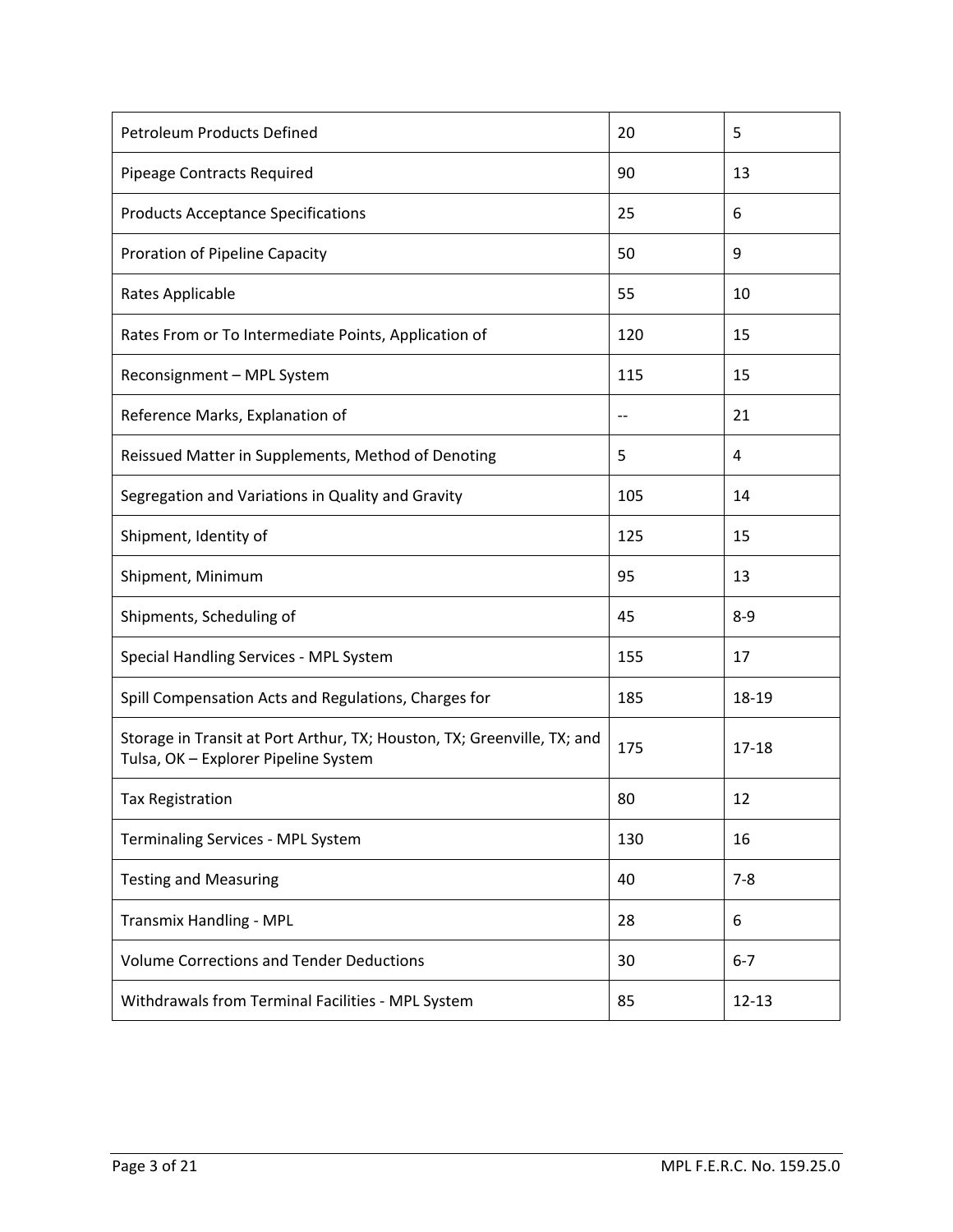| | | |
|---|---|---|
| Petroleum Products Defined | 20 | 5 |
| Pipeage Contracts Required | 90 | 13 |
| Products Acceptance Specifications | 25 | 6 |
| Proration of Pipeline Capacity | 50 | 9 |
| Rates Applicable | 55 | 10 |
| Rates From or To Intermediate Points, Application of | 120 | 15 |
| Reconsignment – MPL System | 115 | 15 |
| Reference Marks, Explanation of | -- | 21 |
| Reissued Matter in Supplements, Method of Denoting | 5 | 4 |
| Segregation and Variations in Quality and Gravity | 105 | 14 |
| Shipment, Identity of | 125 | 15 |
| Shipment, Minimum | 95 | 13 |
| Shipments, Scheduling of | 45 | 8-9 |
| Special Handling Services - MPL System | 155 | 17 |
| Spill Compensation Acts and Regulations, Charges for | 185 | 18-19 |
| Storage in Transit at Port Arthur, TX; Houston, TX; Greenville, TX; and Tulsa, OK – Explorer Pipeline System | 175 | 17-18 |
| Tax Registration | 80 | 12 |
| Terminaling Services - MPL System | 130 | 16 |
| Testing and Measuring | 40 | 7-8 |
| Transmix Handling - MPL | 28 | 6 |
| Volume Corrections and Tender Deductions | 30 | 6-7 |
| Withdrawals from Terminal Facilities - MPL System | 85 | 12-13 |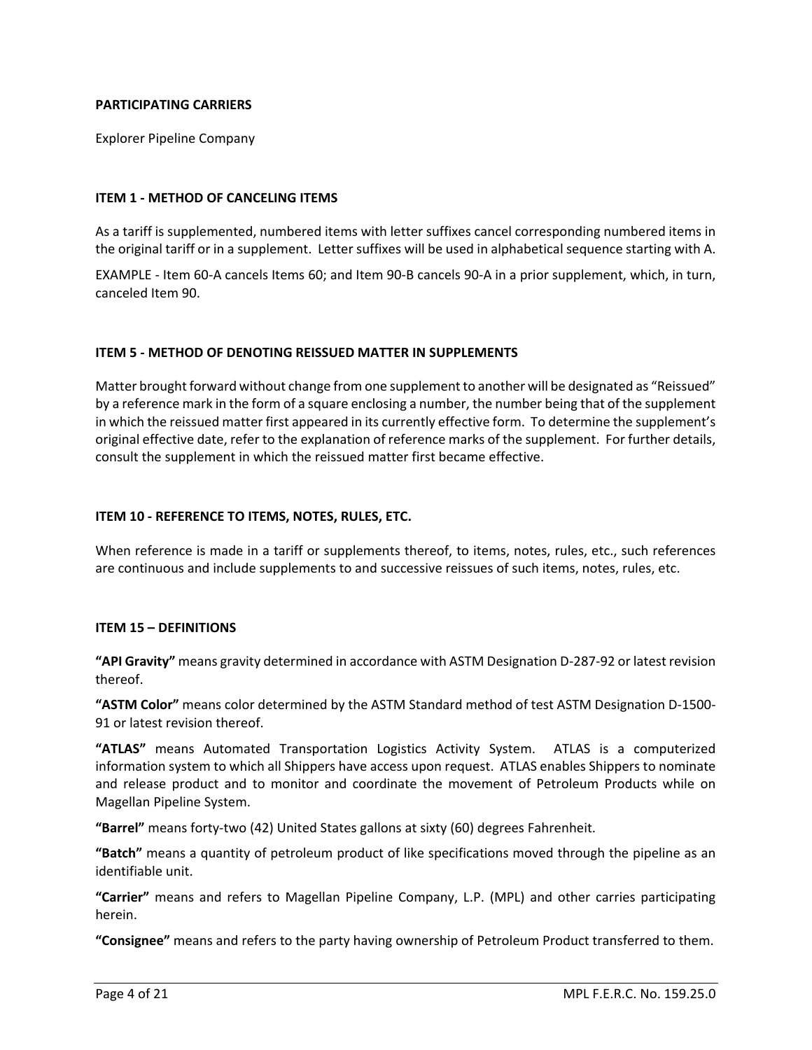**PARTICIPATING CARRIERS**

Explorer Pipeline Company

**ITEM 1 - METHOD OF CANCELING ITEMS**

As a tariff is supplemented, numbered items with letter suffixes cancel corresponding numbered items in the original tariff or in a supplement. Letter suffixes will be used in alphabetical sequence starting with A.

EXAMPLE - Item 60-A cancels Items 60; and Item 90-B cancels 90-A in a prior supplement, which, in turn, canceled Item 90.

**ITEM 5 - METHOD OF DENOTING REISSUED MATTER IN SUPPLEMENTS**

Matter brought forward without change from one supplement to another will be designated as "Reissued" by a reference mark in the form of a square enclosing a number, the number being that of the supplement in which the reissued matter first appeared in its currently effective form. To determine the supplement's original effective date, refer to the explanation of reference marks of the supplement. For further details, consult the supplement in which the reissued matter first became effective.

**ITEM 10 - REFERENCE TO ITEMS, NOTES, RULES, ETC.**

When reference is made in a tariff or supplements thereof, to items, notes, rules, etc., such references are continuous and include supplements to and successive reissues of such items, notes, rules, etc.

**ITEM 15 – DEFINITIONS**

**"API Gravity"** means gravity determined in accordance with ASTM Designation D-287-92 or latest revision thereof.

**"ASTM Color"** means color determined by the ASTM Standard method of test ASTM Designation D-1500-91 or latest revision thereof.

**"ATLAS"** means Automated Transportation Logistics Activity System. ATLAS is a computerized information system to which all Shippers have access upon request. ATLAS enables Shippers to nominate and release product and to monitor and coordinate the movement of Petroleum Products while on Magellan Pipeline System.

**"Barrel"** means forty-two (42) United States gallons at sixty (60) degrees Fahrenheit.

**"Batch"** means a quantity of petroleum product of like specifications moved through the pipeline as an identifiable unit.

**"Carrier"** means and refers to Magellan Pipeline Company, L.P. (MPL) and other carries participating herein.

**"Consignee"** means and refers to the party having ownership of Petroleum Product transferred to them.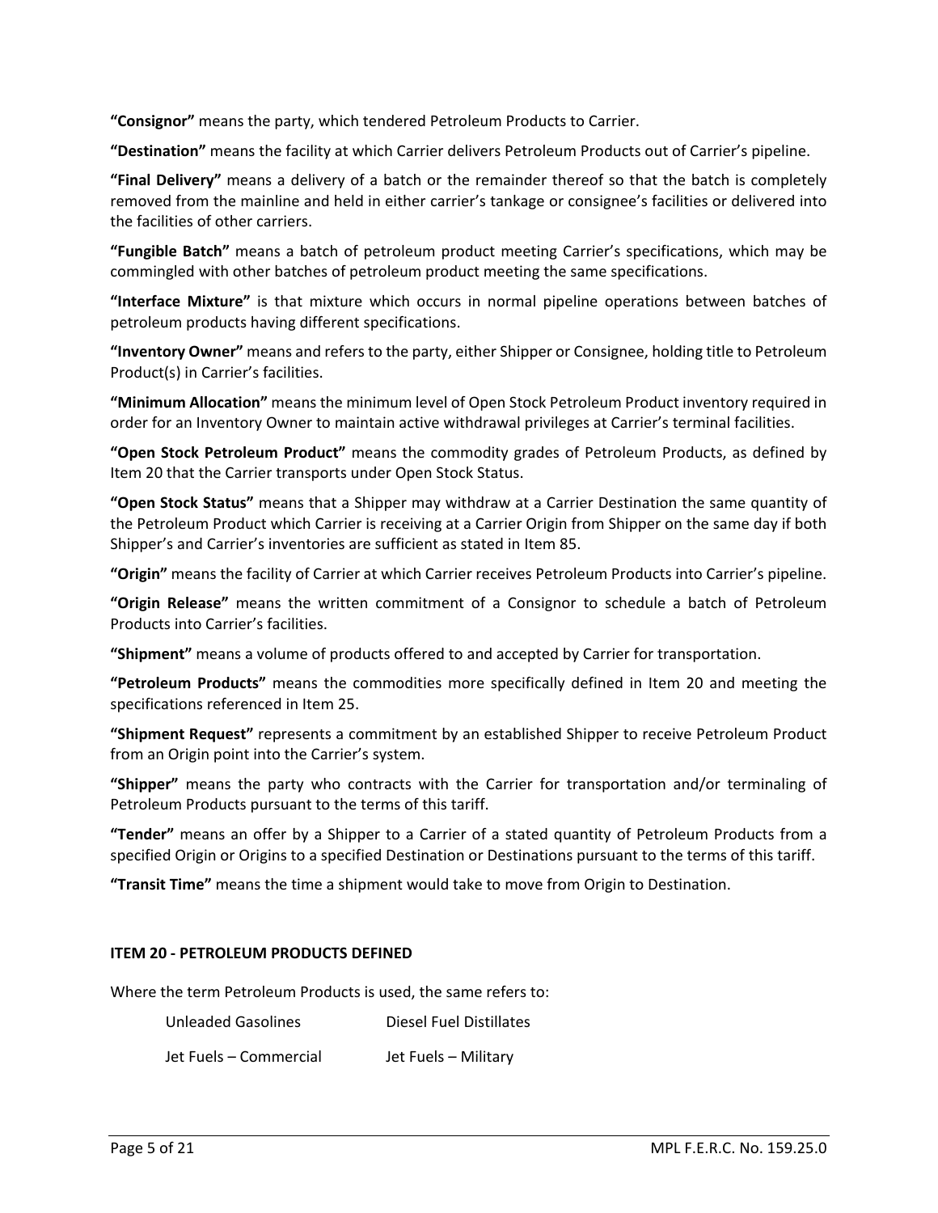**"Consignor"** means the party, which tendered Petroleum Products to Carrier.

**"Destination"** means the facility at which Carrier delivers Petroleum Products out of Carrier's pipeline.

**"Final Delivery"** means a delivery of a batch or the remainder thereof so that the batch is completely removed from the mainline and held in either carrier's tankage or consignee's facilities or delivered into the facilities of other carriers.

**"Fungible Batch"** means a batch of petroleum product meeting Carrier's specifications, which may be commingled with other batches of petroleum product meeting the same specifications.

**"Interface Mixture"** is that mixture which occurs in normal pipeline operations between batches of petroleum products having different specifications.

**"Inventory Owner"** means and refers to the party, either Shipper or Consignee, holding title to Petroleum Product(s) in Carrier's facilities.

**"Minimum Allocation"** means the minimum level of Open Stock Petroleum Product inventory required in order for an Inventory Owner to maintain active withdrawal privileges at Carrier's terminal facilities.

**"Open Stock Petroleum Product"** means the commodity grades of Petroleum Products, as defined by Item 20 that the Carrier transports under Open Stock Status.

**"Open Stock Status"** means that a Shipper may withdraw at a Carrier Destination the same quantity of the Petroleum Product which Carrier is receiving at a Carrier Origin from Shipper on the same day if both Shipper's and Carrier's inventories are sufficient as stated in Item 85.

**"Origin"** means the facility of Carrier at which Carrier receives Petroleum Products into Carrier's pipeline.

**"Origin Release"** means the written commitment of a Consignor to schedule a batch of Petroleum Products into Carrier's facilities.

**"Shipment"** means a volume of products offered to and accepted by Carrier for transportation.

**"Petroleum Products"** means the commodities more specifically defined in Item 20 and meeting the specifications referenced in Item 25.

**"Shipment Request"** represents a commitment by an established Shipper to receive Petroleum Product from an Origin point into the Carrier's system.

**"Shipper"** means the party who contracts with the Carrier for transportation and/or terminaling of Petroleum Products pursuant to the terms of this tariff.

**"Tender"** means an offer by a Shipper to a Carrier of a stated quantity of Petroleum Products from a specified Origin or Origins to a specified Destination or Destinations pursuant to the terms of this tariff.

**"Transit Time"** means the time a shipment would take to move from Origin to Destination.

### ITEM 20 - PETROLEUM PRODUCTS DEFINED

Where the term Petroleum Products is used, the same refers to:

| | |
|---|---|
| Unleaded Gasolines | Diesel Fuel Distillates |
| Jet Fuels – Commercial | Jet Fuels – Military |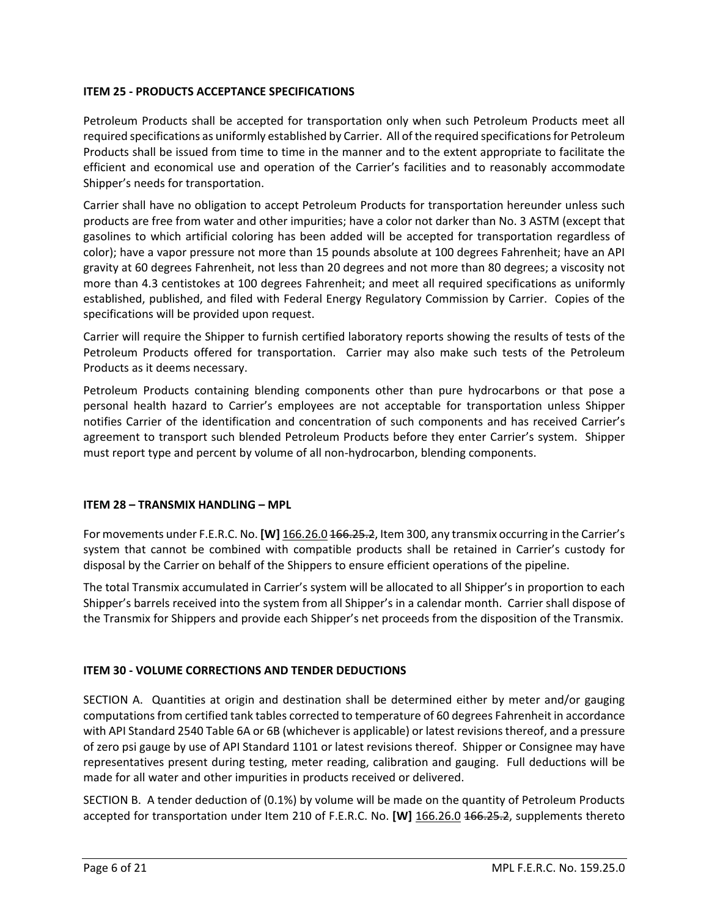**ITEM 25 - PRODUCTS ACCEPTANCE SPECIFICATIONS**

Petroleum Products shall be accepted for transportation only when such Petroleum Products meet all required specifications as uniformly established by Carrier. All of the required specifications for Petroleum Products shall be issued from time to time in the manner and to the extent appropriate to facilitate the efficient and economical use and operation of the Carrier's facilities and to reasonably accommodate Shipper's needs for transportation.

Carrier shall have no obligation to accept Petroleum Products for transportation hereunder unless such products are free from water and other impurities; have a color not darker than No. 3 ASTM (except that gasolines to which artificial coloring has been added will be accepted for transportation regardless of color); have a vapor pressure not more than 15 pounds absolute at 100 degrees Fahrenheit; have an API gravity at 60 degrees Fahrenheit, not less than 20 degrees and not more than 80 degrees; a viscosity not more than 4.3 centistokes at 100 degrees Fahrenheit; and meet all required specifications as uniformly established, published, and filed with Federal Energy Regulatory Commission by Carrier. Copies of the specifications will be provided upon request.

Carrier will require the Shipper to furnish certified laboratory reports showing the results of tests of the Petroleum Products offered for transportation. Carrier may also make such tests of the Petroleum Products as it deems necessary.

Petroleum Products containing blending components other than pure hydrocarbons or that pose a personal health hazard to Carrier's employees are not acceptable for transportation unless Shipper notifies Carrier of the identification and concentration of such components and has received Carrier's agreement to transport such blended Petroleum Products before they enter Carrier's system. Shipper must report type and percent by volume of all non-hydrocarbon, blending components.

**ITEM 28 – TRANSMIX HANDLING – MPL**

For movements under F.E.R.C. No. **[W]** 166.26.0 ~~166.25.2~~, Item 300, any transmix occurring in the Carrier's system that cannot be combined with compatible products shall be retained in Carrier's custody for disposal by the Carrier on behalf of the Shippers to ensure efficient operations of the pipeline.

The total Transmix accumulated in Carrier's system will be allocated to all Shipper's in proportion to each Shipper's barrels received into the system from all Shipper's in a calendar month. Carrier shall dispose of the Transmix for Shippers and provide each Shipper's net proceeds from the disposition of the Transmix.

**ITEM 30 - VOLUME CORRECTIONS AND TENDER DEDUCTIONS**

SECTION A. Quantities at origin and destination shall be determined either by meter and/or gauging computations from certified tank tables corrected to temperature of 60 degrees Fahrenheit in accordance with API Standard 2540 Table 6A or 6B (whichever is applicable) or latest revisions thereof, and a pressure of zero psi gauge by use of API Standard 1101 or latest revisions thereof. Shipper or Consignee may have representatives present during testing, meter reading, calibration and gauging. Full deductions will be made for all water and other impurities in products received or delivered.

SECTION B. A tender deduction of (0.1%) by volume will be made on the quantity of Petroleum Products accepted for transportation under Item 210 of F.E.R.C. No. **[W]** 166.26.0 ~~166.25.2~~, supplements thereto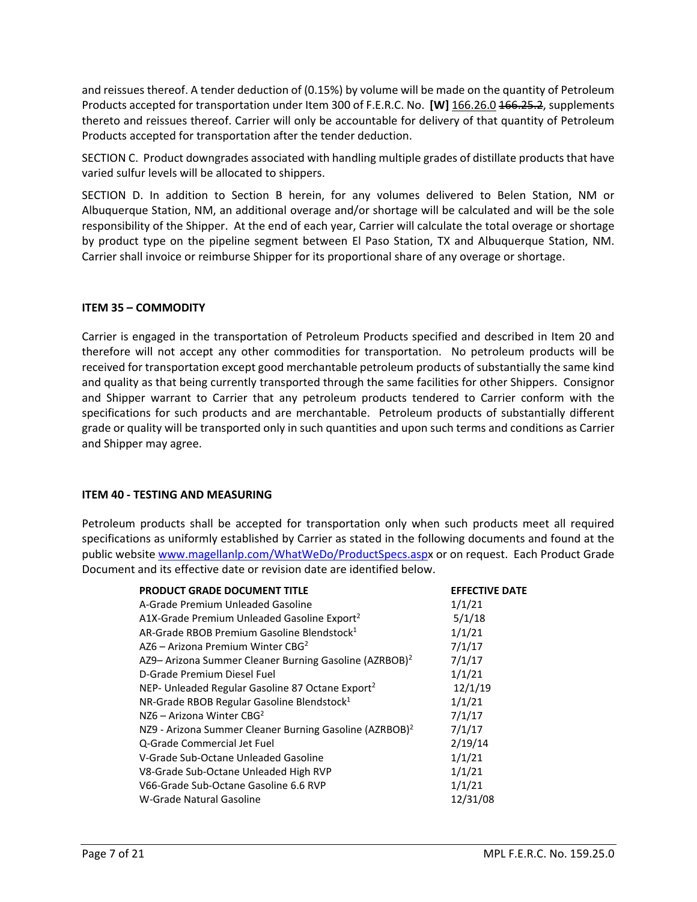and reissues thereof. A tender deduction of (0.15%) by volume will be made on the quantity of Petroleum Products accepted for transportation under Item 300 of F.E.R.C. No. **[W]** 166.26.0 ~~166.25.2~~, supplements thereto and reissues thereof. Carrier will only be accountable for delivery of that quantity of Petroleum Products accepted for transportation after the tender deduction.

SECTION C. Product downgrades associated with handling multiple grades of distillate products that have varied sulfur levels will be allocated to shippers.

SECTION D. In addition to Section B herein, for any volumes delivered to Belen Station, NM or Albuquerque Station, NM, an additional overage and/or shortage will be calculated and will be the sole responsibility of the Shipper. At the end of each year, Carrier will calculate the total overage or shortage by product type on the pipeline segment between El Paso Station, TX and Albuquerque Station, NM. Carrier shall invoice or reimburse Shipper for its proportional share of any overage or shortage.

### ITEM 35 – COMMODITY

Carrier is engaged in the transportation of Petroleum Products specified and described in Item 20 and therefore will not accept any other commodities for transportation. No petroleum products will be received for transportation except good merchantable petroleum products of substantially the same kind and quality as that being currently transported through the same facilities for other Shippers. Consignor and Shipper warrant to Carrier that any petroleum products tendered to Carrier conform with the specifications for such products and are merchantable. Petroleum products of substantially different grade or quality will be transported only in such quantities and upon such terms and conditions as Carrier and Shipper may agree.

### ITEM 40 - TESTING AND MEASURING

Petroleum products shall be accepted for transportation only when such products meet all required specifications as uniformly established by Carrier as stated in the following documents and found at the public website www.magellanlp.com/WhatWeDo/ProductSpecs.aspx or on request. Each Product Grade Document and its effective date or revision date are identified below.

| PRODUCT GRADE DOCUMENT TITLE | EFFECTIVE DATE |
|---|---|
| A-Grade Premium Unleaded Gasoline | 1/1/21 |
| A1X-Grade Premium Unleaded Gasoline Export[2] | 5/1/18 |
| AR-Grade RBOB Premium Gasoline Blendstock[1] | 1/1/21 |
| AZ6 – Arizona Premium Winter CBG[2] | 7/1/17 |
| AZ9– Arizona Summer Cleaner Burning Gasoline (AZRBOB)[2] | 7/1/17 |
| D-Grade Premium Diesel Fuel | 1/1/21 |
| NEP- Unleaded Regular Gasoline 87 Octane Export[2] | 12/1/19 |
| NR-Grade RBOB Regular Gasoline Blendstock[1] | 1/1/21 |
| NZ6 – Arizona Winter CBG[2] | 7/1/17 |
| NZ9 - Arizona Summer Cleaner Burning Gasoline (AZRBOB)[2] | 7/1/17 |
| Q-Grade Commercial Jet Fuel | 2/19/14 |
| V-Grade Sub-Octane Unleaded Gasoline | 1/1/21 |
| V8-Grade Sub-Octane Unleaded High RVP | 1/1/21 |
| V66-Grade Sub-Octane Gasoline 6.6 RVP | 1/1/21 |
| W-Grade Natural Gasoline | 12/31/08 |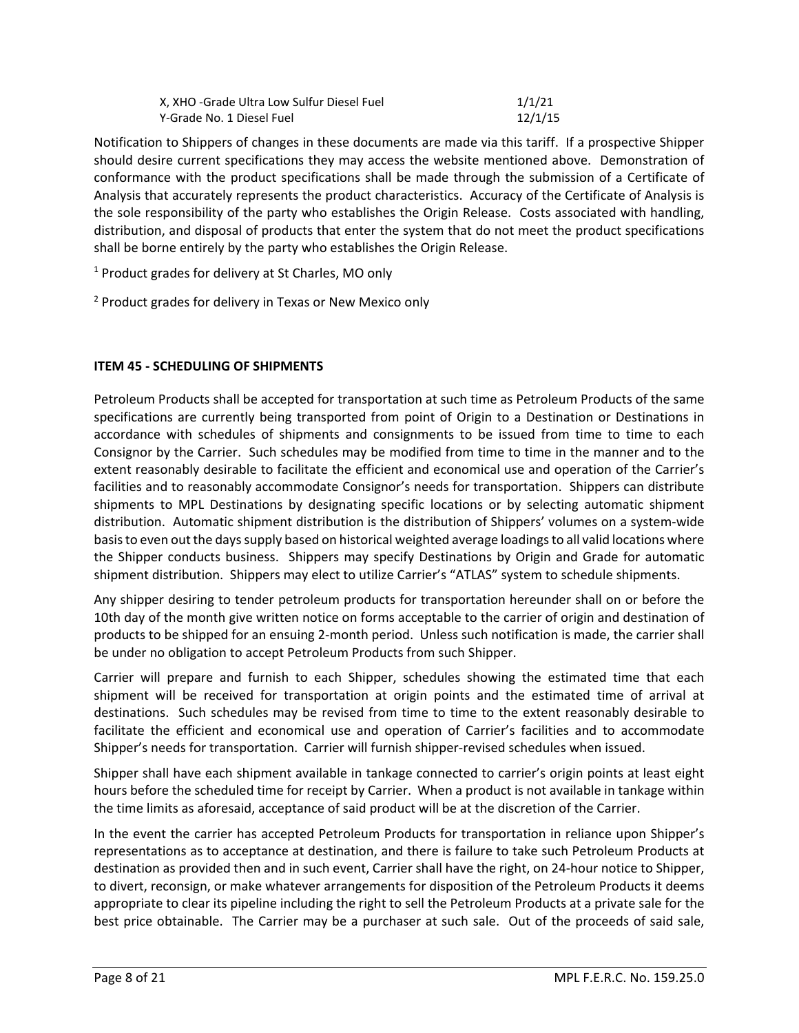| | |
|---|---|
| X, XHO -Grade Ultra Low Sulfur Diesel Fuel | 1/1/21 |
| Y-Grade No. 1 Diesel Fuel | 12/1/15 |

Notification to Shippers of changes in these documents are made via this tariff. If a prospective Shipper should desire current specifications they may access the website mentioned above. Demonstration of conformance with the product specifications shall be made through the submission of a Certificate of Analysis that accurately represents the product characteristics. Accuracy of the Certificate of Analysis is the sole responsibility of the party who establishes the Origin Release. Costs associated with handling, distribution, and disposal of products that enter the system that do not meet the product specifications shall be borne entirely by the party who establishes the Origin Release.

[1] Product grades for delivery at St Charles, MO only

[2] Product grades for delivery in Texas or New Mexico only

**ITEM 45 - SCHEDULING OF SHIPMENTS**

Petroleum Products shall be accepted for transportation at such time as Petroleum Products of the same specifications are currently being transported from point of Origin to a Destination or Destinations in accordance with schedules of shipments and consignments to be issued from time to time to each Consignor by the Carrier. Such schedules may be modified from time to time in the manner and to the extent reasonably desirable to facilitate the efficient and economical use and operation of the Carrier's facilities and to reasonably accommodate Consignor's needs for transportation. Shippers can distribute shipments to MPL Destinations by designating specific locations or by selecting automatic shipment distribution. Automatic shipment distribution is the distribution of Shippers' volumes on a system-wide basis to even out the days supply based on historical weighted average loadings to all valid locations where the Shipper conducts business. Shippers may specify Destinations by Origin and Grade for automatic shipment distribution. Shippers may elect to utilize Carrier's "ATLAS" system to schedule shipments.

Any shipper desiring to tender petroleum products for transportation hereunder shall on or before the 10th day of the month give written notice on forms acceptable to the carrier of origin and destination of products to be shipped for an ensuing 2-month period. Unless such notification is made, the carrier shall be under no obligation to accept Petroleum Products from such Shipper.

Carrier will prepare and furnish to each Shipper, schedules showing the estimated time that each shipment will be received for transportation at origin points and the estimated time of arrival at destinations. Such schedules may be revised from time to time to the extent reasonably desirable to facilitate the efficient and economical use and operation of Carrier's facilities and to accommodate Shipper's needs for transportation. Carrier will furnish shipper-revised schedules when issued.

Shipper shall have each shipment available in tankage connected to carrier's origin points at least eight hours before the scheduled time for receipt by Carrier. When a product is not available in tankage within the time limits as aforesaid, acceptance of said product will be at the discretion of the Carrier.

In the event the carrier has accepted Petroleum Products for transportation in reliance upon Shipper's representations as to acceptance at destination, and there is failure to take such Petroleum Products at destination as provided then and in such event, Carrier shall have the right, on 24-hour notice to Shipper, to divert, reconsign, or make whatever arrangements for disposition of the Petroleum Products it deems appropriate to clear its pipeline including the right to sell the Petroleum Products at a private sale for the best price obtainable. The Carrier may be a purchaser at such sale. Out of the proceeds of said sale,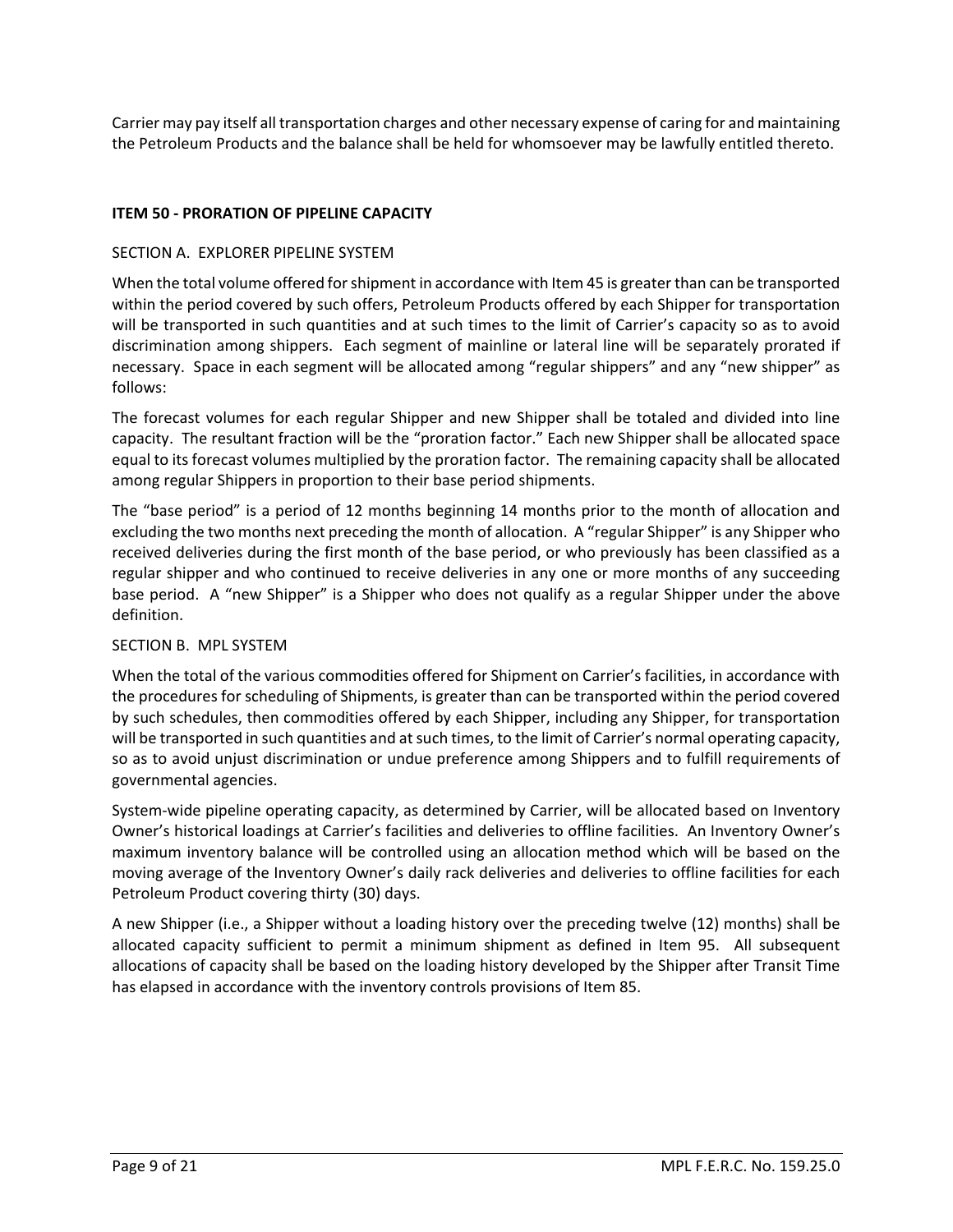Carrier may pay itself all transportation charges and other necessary expense of caring for and maintaining the Petroleum Products and the balance shall be held for whomsoever may be lawfully entitled thereto.

**ITEM 50 - PRORATION OF PIPELINE CAPACITY**

SECTION A. EXPLORER PIPELINE SYSTEM

When the total volume offered for shipment in accordance with Item 45 is greater than can be transported within the period covered by such offers, Petroleum Products offered by each Shipper for transportation will be transported in such quantities and at such times to the limit of Carrier's capacity so as to avoid discrimination among shippers. Each segment of mainline or lateral line will be separately prorated if necessary. Space in each segment will be allocated among "regular shippers" and any "new shipper" as follows:

The forecast volumes for each regular Shipper and new Shipper shall be totaled and divided into line capacity. The resultant fraction will be the "proration factor." Each new Shipper shall be allocated space equal to its forecast volumes multiplied by the proration factor. The remaining capacity shall be allocated among regular Shippers in proportion to their base period shipments.

The "base period" is a period of 12 months beginning 14 months prior to the month of allocation and excluding the two months next preceding the month of allocation. A "regular Shipper" is any Shipper who received deliveries during the first month of the base period, or who previously has been classified as a regular shipper and who continued to receive deliveries in any one or more months of any succeeding base period. A "new Shipper" is a Shipper who does not qualify as a regular Shipper under the above definition.

SECTION B. MPL SYSTEM

When the total of the various commodities offered for Shipment on Carrier's facilities, in accordance with the procedures for scheduling of Shipments, is greater than can be transported within the period covered by such schedules, then commodities offered by each Shipper, including any Shipper, for transportation will be transported in such quantities and at such times, to the limit of Carrier's normal operating capacity, so as to avoid unjust discrimination or undue preference among Shippers and to fulfill requirements of governmental agencies.

System-wide pipeline operating capacity, as determined by Carrier, will be allocated based on Inventory Owner's historical loadings at Carrier's facilities and deliveries to offline facilities. An Inventory Owner's maximum inventory balance will be controlled using an allocation method which will be based on the moving average of the Inventory Owner's daily rack deliveries and deliveries to offline facilities for each Petroleum Product covering thirty (30) days.

A new Shipper (i.e., a Shipper without a loading history over the preceding twelve (12) months) shall be allocated capacity sufficient to permit a minimum shipment as defined in Item 95. All subsequent allocations of capacity shall be based on the loading history developed by the Shipper after Transit Time has elapsed in accordance with the inventory controls provisions of Item 85.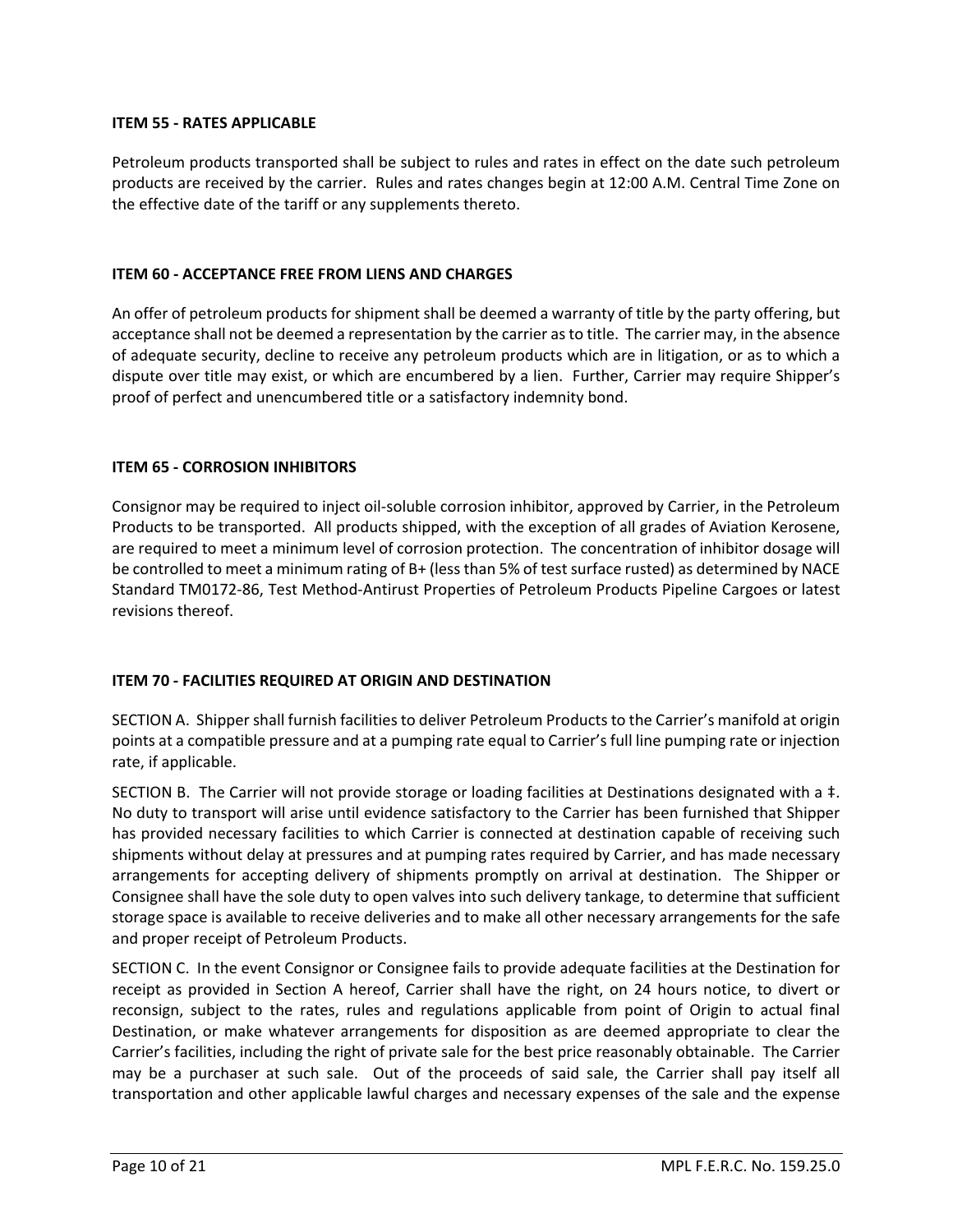**ITEM 55 - RATES APPLICABLE**

Petroleum products transported shall be subject to rules and rates in effect on the date such petroleum products are received by the carrier. Rules and rates changes begin at 12:00 A.M. Central Time Zone on the effective date of the tariff or any supplements thereto.

**ITEM 60 - ACCEPTANCE FREE FROM LIENS AND CHARGES**

An offer of petroleum products for shipment shall be deemed a warranty of title by the party offering, but acceptance shall not be deemed a representation by the carrier as to title. The carrier may, in the absence of adequate security, decline to receive any petroleum products which are in litigation, or as to which a dispute over title may exist, or which are encumbered by a lien. Further, Carrier may require Shipper's proof of perfect and unencumbered title or a satisfactory indemnity bond.

**ITEM 65 - CORROSION INHIBITORS**

Consignor may be required to inject oil-soluble corrosion inhibitor, approved by Carrier, in the Petroleum Products to be transported. All products shipped, with the exception of all grades of Aviation Kerosene, are required to meet a minimum level of corrosion protection. The concentration of inhibitor dosage will be controlled to meet a minimum rating of B+ (less than 5% of test surface rusted) as determined by NACE Standard TM0172-86, Test Method-Antirust Properties of Petroleum Products Pipeline Cargoes or latest revisions thereof.

**ITEM 70 - FACILITIES REQUIRED AT ORIGIN AND DESTINATION**

SECTION A. Shipper shall furnish facilities to deliver Petroleum Products to the Carrier's manifold at origin points at a compatible pressure and at a pumping rate equal to Carrier's full line pumping rate or injection rate, if applicable.

SECTION B. The Carrier will not provide storage or loading facilities at Destinations designated with a ‡. No duty to transport will arise until evidence satisfactory to the Carrier has been furnished that Shipper has provided necessary facilities to which Carrier is connected at destination capable of receiving such shipments without delay at pressures and at pumping rates required by Carrier, and has made necessary arrangements for accepting delivery of shipments promptly on arrival at destination. The Shipper or Consignee shall have the sole duty to open valves into such delivery tankage, to determine that sufficient storage space is available to receive deliveries and to make all other necessary arrangements for the safe and proper receipt of Petroleum Products.

SECTION C. In the event Consignor or Consignee fails to provide adequate facilities at the Destination for receipt as provided in Section A hereof, Carrier shall have the right, on 24 hours notice, to divert or reconsign, subject to the rates, rules and regulations applicable from point of Origin to actual final Destination, or make whatever arrangements for disposition as are deemed appropriate to clear the Carrier's facilities, including the right of private sale for the best price reasonably obtainable. The Carrier may be a purchaser at such sale. Out of the proceeds of said sale, the Carrier shall pay itself all transportation and other applicable lawful charges and necessary expenses of the sale and the expense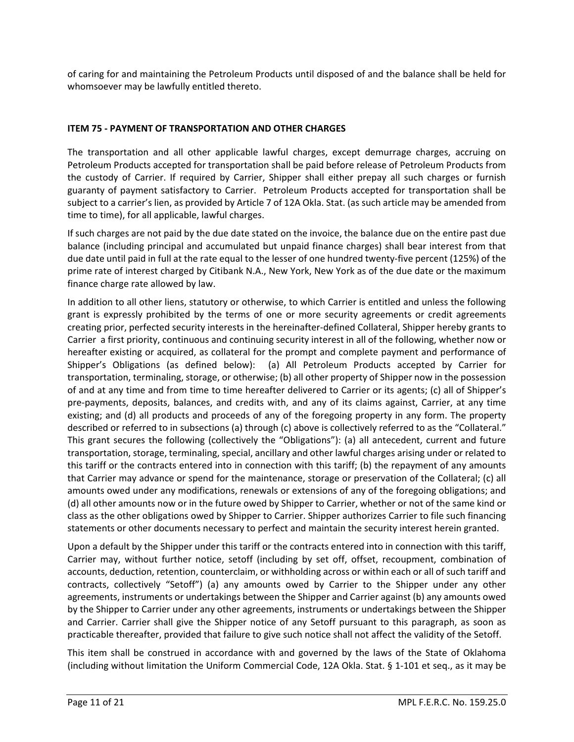of caring for and maintaining the Petroleum Products until disposed of and the balance shall be held for whomsoever may be lawfully entitled thereto.

**ITEM 75 - PAYMENT OF TRANSPORTATION AND OTHER CHARGES**

The transportation and all other applicable lawful charges, except demurrage charges, accruing on Petroleum Products accepted for transportation shall be paid before release of Petroleum Products from the custody of Carrier. If required by Carrier, Shipper shall either prepay all such charges or furnish guaranty of payment satisfactory to Carrier. Petroleum Products accepted for transportation shall be subject to a carrier's lien, as provided by Article 7 of 12A Okla. Stat. (as such article may be amended from time to time), for all applicable, lawful charges.

If such charges are not paid by the due date stated on the invoice, the balance due on the entire past due balance (including principal and accumulated but unpaid finance charges) shall bear interest from that due date until paid in full at the rate equal to the lesser of one hundred twenty-five percent (125%) of the prime rate of interest charged by Citibank N.A., New York, New York as of the due date or the maximum finance charge rate allowed by law.

In addition to all other liens, statutory or otherwise, to which Carrier is entitled and unless the following grant is expressly prohibited by the terms of one or more security agreements or credit agreements creating prior, perfected security interests in the hereinafter-defined Collateral, Shipper hereby grants to Carrier a first priority, continuous and continuing security interest in all of the following, whether now or hereafter existing or acquired, as collateral for the prompt and complete payment and performance of Shipper's Obligations (as defined below): (a) All Petroleum Products accepted by Carrier for transportation, terminaling, storage, or otherwise; (b) all other property of Shipper now in the possession of and at any time and from time to time hereafter delivered to Carrier or its agents; (c) all of Shipper's pre-payments, deposits, balances, and credits with, and any of its claims against, Carrier, at any time existing; and (d) all products and proceeds of any of the foregoing property in any form. The property described or referred to in subsections (a) through (c) above is collectively referred to as the "Collateral." This grant secures the following (collectively the "Obligations"): (a) all antecedent, current and future transportation, storage, terminaling, special, ancillary and other lawful charges arising under or related to this tariff or the contracts entered into in connection with this tariff; (b) the repayment of any amounts that Carrier may advance or spend for the maintenance, storage or preservation of the Collateral; (c) all amounts owed under any modifications, renewals or extensions of any of the foregoing obligations; and (d) all other amounts now or in the future owed by Shipper to Carrier, whether or not of the same kind or class as the other obligations owed by Shipper to Carrier. Shipper authorizes Carrier to file such financing statements or other documents necessary to perfect and maintain the security interest herein granted.

Upon a default by the Shipper under this tariff or the contracts entered into in connection with this tariff, Carrier may, without further notice, setoff (including by set off, offset, recoupment, combination of accounts, deduction, retention, counterclaim, or withholding across or within each or all of such tariff and contracts, collectively "Setoff") (a) any amounts owed by Carrier to the Shipper under any other agreements, instruments or undertakings between the Shipper and Carrier against (b) any amounts owed by the Shipper to Carrier under any other agreements, instruments or undertakings between the Shipper and Carrier. Carrier shall give the Shipper notice of any Setoff pursuant to this paragraph, as soon as practicable thereafter, provided that failure to give such notice shall not affect the validity of the Setoff.

This item shall be construed in accordance with and governed by the laws of the State of Oklahoma (including without limitation the Uniform Commercial Code, 12A Okla. Stat. § 1-101 et seq., as it may be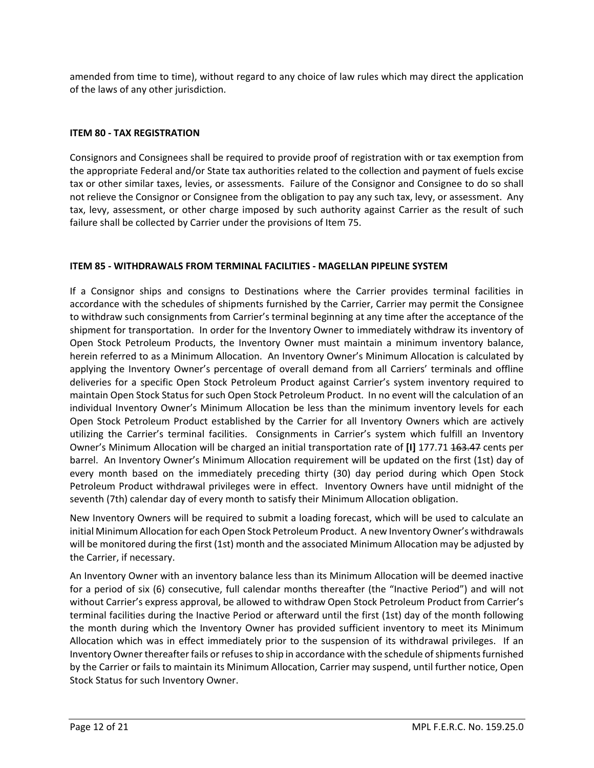amended from time to time), without regard to any choice of law rules which may direct the application of the laws of any other jurisdiction.

**ITEM 80 - TAX REGISTRATION**

Consignors and Consignees shall be required to provide proof of registration with or tax exemption from the appropriate Federal and/or State tax authorities related to the collection and payment of fuels excise tax or other similar taxes, levies, or assessments. Failure of the Consignor and Consignee to do so shall not relieve the Consignor or Consignee from the obligation to pay any such tax, levy, or assessment. Any tax, levy, assessment, or other charge imposed by such authority against Carrier as the result of such failure shall be collected by Carrier under the provisions of Item 75.

**ITEM 85 - WITHDRAWALS FROM TERMINAL FACILITIES - MAGELLAN PIPELINE SYSTEM**

If a Consignor ships and consigns to Destinations where the Carrier provides terminal facilities in accordance with the schedules of shipments furnished by the Carrier, Carrier may permit the Consignee to withdraw such consignments from Carrier's terminal beginning at any time after the acceptance of the shipment for transportation. In order for the Inventory Owner to immediately withdraw its inventory of Open Stock Petroleum Products, the Inventory Owner must maintain a minimum inventory balance, herein referred to as a Minimum Allocation. An Inventory Owner's Minimum Allocation is calculated by applying the Inventory Owner's percentage of overall demand from all Carriers' terminals and offline deliveries for a specific Open Stock Petroleum Product against Carrier's system inventory required to maintain Open Stock Status for such Open Stock Petroleum Product. In no event will the calculation of an individual Inventory Owner's Minimum Allocation be less than the minimum inventory levels for each Open Stock Petroleum Product established by the Carrier for all Inventory Owners which are actively utilizing the Carrier's terminal facilities. Consignments in Carrier's system which fulfill an Inventory Owner's Minimum Allocation will be charged an initial transportation rate of **[I]** 177.71 ~~163.47~~ cents per barrel. An Inventory Owner's Minimum Allocation requirement will be updated on the first (1st) day of every month based on the immediately preceding thirty (30) day period during which Open Stock Petroleum Product withdrawal privileges were in effect. Inventory Owners have until midnight of the seventh (7th) calendar day of every month to satisfy their Minimum Allocation obligation.

New Inventory Owners will be required to submit a loading forecast, which will be used to calculate an initial Minimum Allocation for each Open Stock Petroleum Product. A new Inventory Owner's withdrawals will be monitored during the first (1st) month and the associated Minimum Allocation may be adjusted by the Carrier, if necessary.

An Inventory Owner with an inventory balance less than its Minimum Allocation will be deemed inactive for a period of six (6) consecutive, full calendar months thereafter (the "Inactive Period") and will not without Carrier's express approval, be allowed to withdraw Open Stock Petroleum Product from Carrier's terminal facilities during the Inactive Period or afterward until the first (1st) day of the month following the month during which the Inventory Owner has provided sufficient inventory to meet its Minimum Allocation which was in effect immediately prior to the suspension of its withdrawal privileges. If an Inventory Owner thereafter fails or refuses to ship in accordance with the schedule of shipments furnished by the Carrier or fails to maintain its Minimum Allocation, Carrier may suspend, until further notice, Open Stock Status for such Inventory Owner.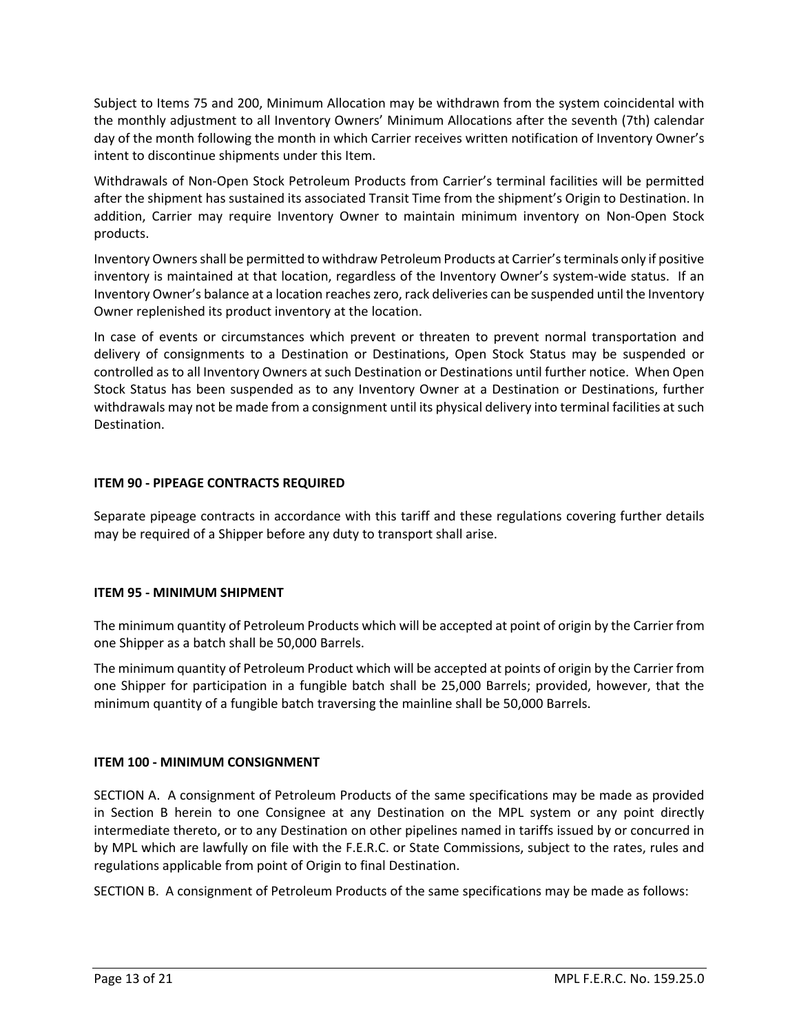Subject to Items 75 and 200, Minimum Allocation may be withdrawn from the system coincidental with the monthly adjustment to all Inventory Owners' Minimum Allocations after the seventh (7th) calendar day of the month following the month in which Carrier receives written notification of Inventory Owner's intent to discontinue shipments under this Item.

Withdrawals of Non-Open Stock Petroleum Products from Carrier's terminal facilities will be permitted after the shipment has sustained its associated Transit Time from the shipment's Origin to Destination. In addition, Carrier may require Inventory Owner to maintain minimum inventory on Non-Open Stock products.

Inventory Owners shall be permitted to withdraw Petroleum Products at Carrier's terminals only if positive inventory is maintained at that location, regardless of the Inventory Owner's system-wide status. If an Inventory Owner's balance at a location reaches zero, rack deliveries can be suspended until the Inventory Owner replenished its product inventory at the location.

In case of events or circumstances which prevent or threaten to prevent normal transportation and delivery of consignments to a Destination or Destinations, Open Stock Status may be suspended or controlled as to all Inventory Owners at such Destination or Destinations until further notice. When Open Stock Status has been suspended as to any Inventory Owner at a Destination or Destinations, further withdrawals may not be made from a consignment until its physical delivery into terminal facilities at such Destination.

**ITEM 90 - PIPEAGE CONTRACTS REQUIRED**

Separate pipeage contracts in accordance with this tariff and these regulations covering further details may be required of a Shipper before any duty to transport shall arise.

**ITEM 95 - MINIMUM SHIPMENT**

The minimum quantity of Petroleum Products which will be accepted at point of origin by the Carrier from one Shipper as a batch shall be 50,000 Barrels.

The minimum quantity of Petroleum Product which will be accepted at points of origin by the Carrier from one Shipper for participation in a fungible batch shall be 25,000 Barrels; provided, however, that the minimum quantity of a fungible batch traversing the mainline shall be 50,000 Barrels.

**ITEM 100 - MINIMUM CONSIGNMENT**

SECTION A. A consignment of Petroleum Products of the same specifications may be made as provided in Section B herein to one Consignee at any Destination on the MPL system or any point directly intermediate thereto, or to any Destination on other pipelines named in tariffs issued by or concurred in by MPL which are lawfully on file with the F.E.R.C. or State Commissions, subject to the rates, rules and regulations applicable from point of Origin to final Destination.

SECTION B. A consignment of Petroleum Products of the same specifications may be made as follows: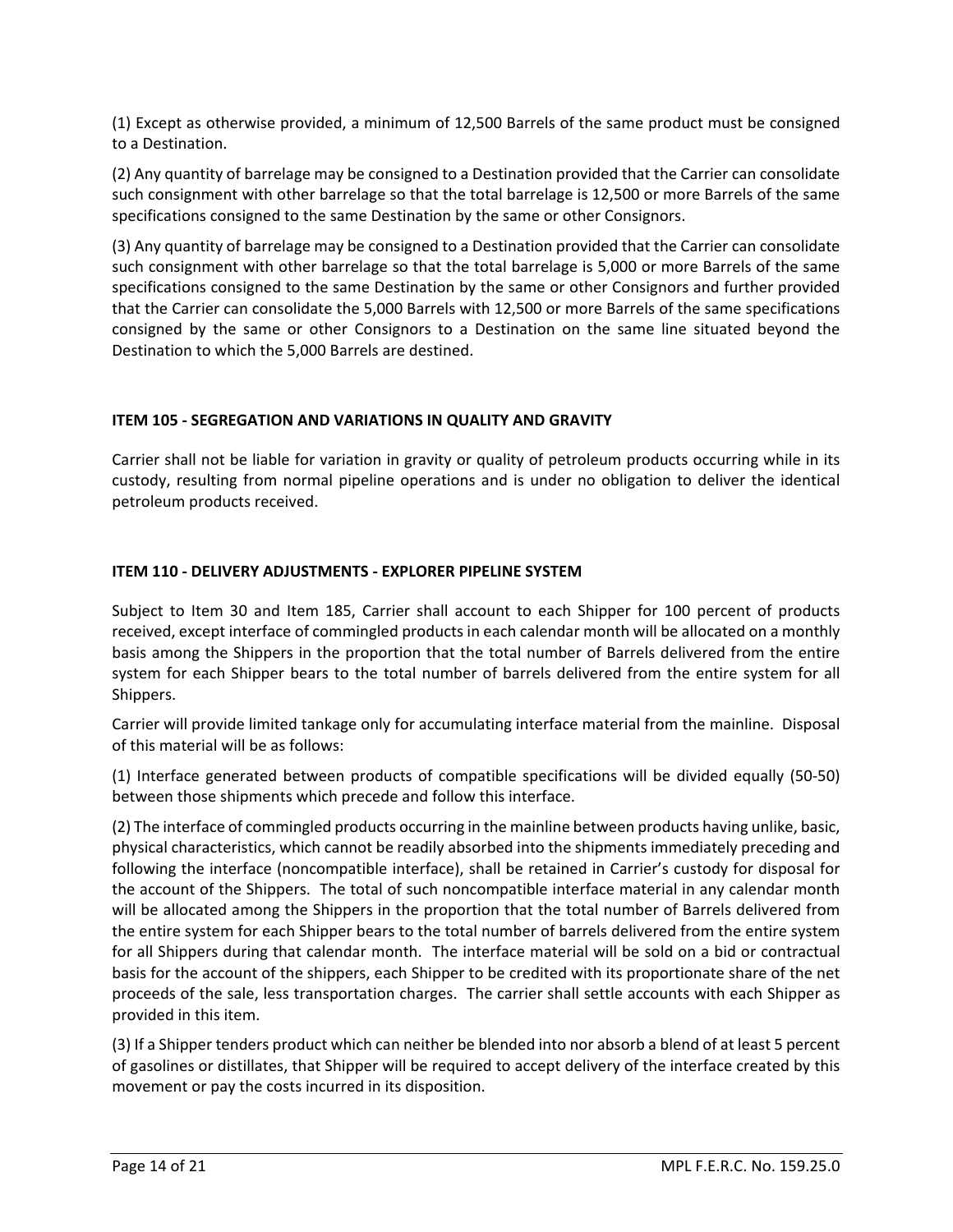(1) Except as otherwise provided, a minimum of 12,500 Barrels of the same product must be consigned to a Destination.

(2) Any quantity of barrelage may be consigned to a Destination provided that the Carrier can consolidate such consignment with other barrelage so that the total barrelage is 12,500 or more Barrels of the same specifications consigned to the same Destination by the same or other Consignors.

(3) Any quantity of barrelage may be consigned to a Destination provided that the Carrier can consolidate such consignment with other barrelage so that the total barrelage is 5,000 or more Barrels of the same specifications consigned to the same Destination by the same or other Consignors and further provided that the Carrier can consolidate the 5,000 Barrels with 12,500 or more Barrels of the same specifications consigned by the same or other Consignors to a Destination on the same line situated beyond the Destination to which the 5,000 Barrels are destined.

### ITEM 105 - SEGREGATION AND VARIATIONS IN QUALITY AND GRAVITY

Carrier shall not be liable for variation in gravity or quality of petroleum products occurring while in its custody, resulting from normal pipeline operations and is under no obligation to deliver the identical petroleum products received.

### ITEM 110 - DELIVERY ADJUSTMENTS - EXPLORER PIPELINE SYSTEM

Subject to Item 30 and Item 185, Carrier shall account to each Shipper for 100 percent of products received, except interface of commingled products in each calendar month will be allocated on a monthly basis among the Shippers in the proportion that the total number of Barrels delivered from the entire system for each Shipper bears to the total number of barrels delivered from the entire system for all Shippers.

Carrier will provide limited tankage only for accumulating interface material from the mainline. Disposal of this material will be as follows:

(1) Interface generated between products of compatible specifications will be divided equally (50-50) between those shipments which precede and follow this interface.

(2) The interface of commingled products occurring in the mainline between products having unlike, basic, physical characteristics, which cannot be readily absorbed into the shipments immediately preceding and following the interface (noncompatible interface), shall be retained in Carrier's custody for disposal for the account of the Shippers. The total of such noncompatible interface material in any calendar month will be allocated among the Shippers in the proportion that the total number of Barrels delivered from the entire system for each Shipper bears to the total number of barrels delivered from the entire system for all Shippers during that calendar month. The interface material will be sold on a bid or contractual basis for the account of the shippers, each Shipper to be credited with its proportionate share of the net proceeds of the sale, less transportation charges. The carrier shall settle accounts with each Shipper as provided in this item.

(3) If a Shipper tenders product which can neither be blended into nor absorb a blend of at least 5 percent of gasolines or distillates, that Shipper will be required to accept delivery of the interface created by this movement or pay the costs incurred in its disposition.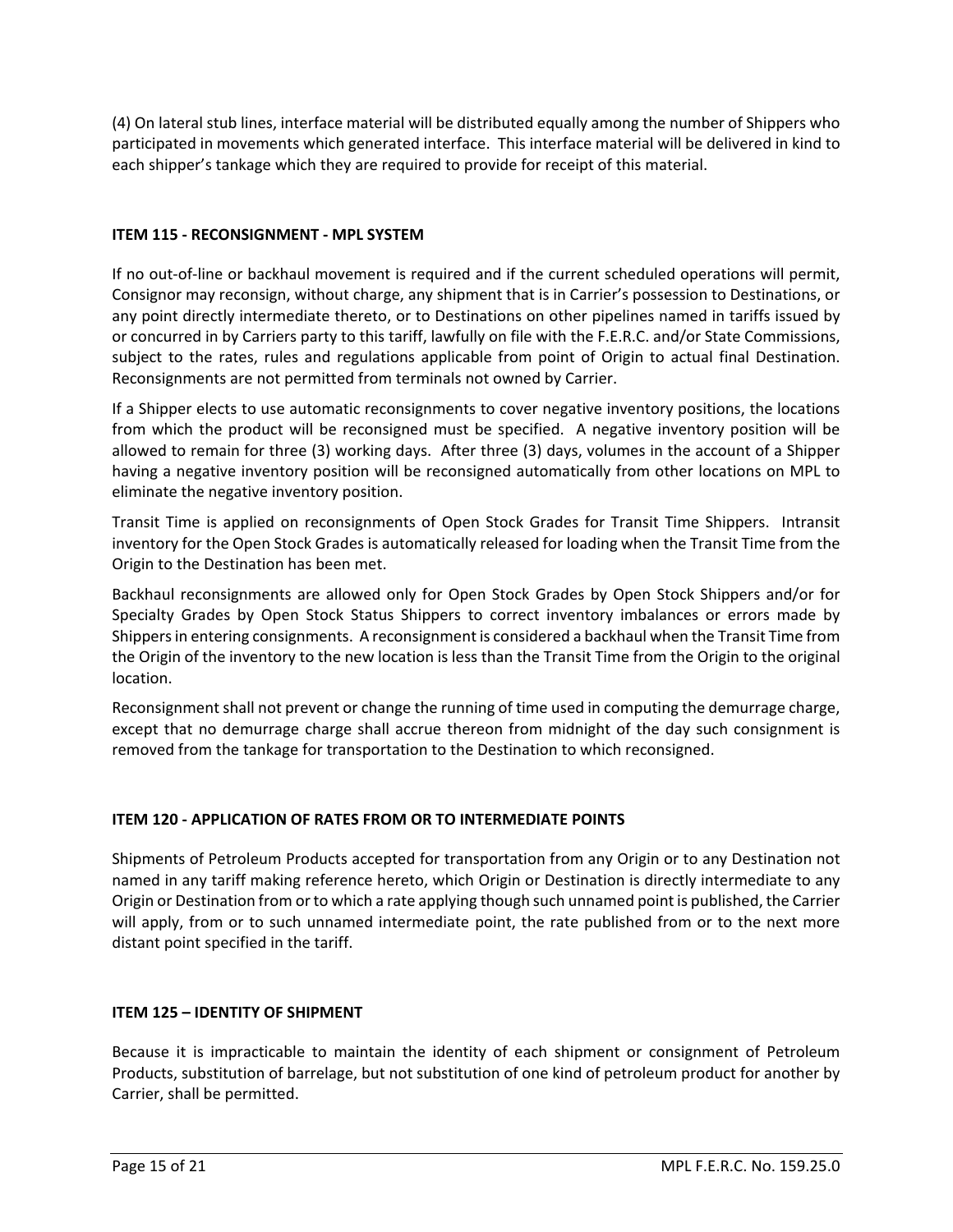(4) On lateral stub lines, interface material will be distributed equally among the number of Shippers who participated in movements which generated interface. This interface material will be delivered in kind to each shipper's tankage which they are required to provide for receipt of this material.

## ITEM 115 - RECONSIGNMENT - MPL SYSTEM

If no out-of-line or backhaul movement is required and if the current scheduled operations will permit, Consignor may reconsign, without charge, any shipment that is in Carrier's possession to Destinations, or any point directly intermediate thereto, or to Destinations on other pipelines named in tariffs issued by or concurred in by Carriers party to this tariff, lawfully on file with the F.E.R.C. and/or State Commissions, subject to the rates, rules and regulations applicable from point of Origin to actual final Destination. Reconsignments are not permitted from terminals not owned by Carrier.

If a Shipper elects to use automatic reconsignments to cover negative inventory positions, the locations from which the product will be reconsigned must be specified. A negative inventory position will be allowed to remain for three (3) working days. After three (3) days, volumes in the account of a Shipper having a negative inventory position will be reconsigned automatically from other locations on MPL to eliminate the negative inventory position.

Transit Time is applied on reconsignments of Open Stock Grades for Transit Time Shippers. Intransit inventory for the Open Stock Grades is automatically released for loading when the Transit Time from the Origin to the Destination has been met.

Backhaul reconsignments are allowed only for Open Stock Grades by Open Stock Shippers and/or for Specialty Grades by Open Stock Status Shippers to correct inventory imbalances or errors made by Shippers in entering consignments. A reconsignment is considered a backhaul when the Transit Time from the Origin of the inventory to the new location is less than the Transit Time from the Origin to the original location.

Reconsignment shall not prevent or change the running of time used in computing the demurrage charge, except that no demurrage charge shall accrue thereon from midnight of the day such consignment is removed from the tankage for transportation to the Destination to which reconsigned.

## ITEM 120 - APPLICATION OF RATES FROM OR TO INTERMEDIATE POINTS

Shipments of Petroleum Products accepted for transportation from any Origin or to any Destination not named in any tariff making reference hereto, which Origin or Destination is directly intermediate to any Origin or Destination from or to which a rate applying though such unnamed point is published, the Carrier will apply, from or to such unnamed intermediate point, the rate published from or to the next more distant point specified in the tariff.

## ITEM 125 – IDENTITY OF SHIPMENT

Because it is impracticable to maintain the identity of each shipment or consignment of Petroleum Products, substitution of barrelage, but not substitution of one kind of petroleum product for another by Carrier, shall be permitted.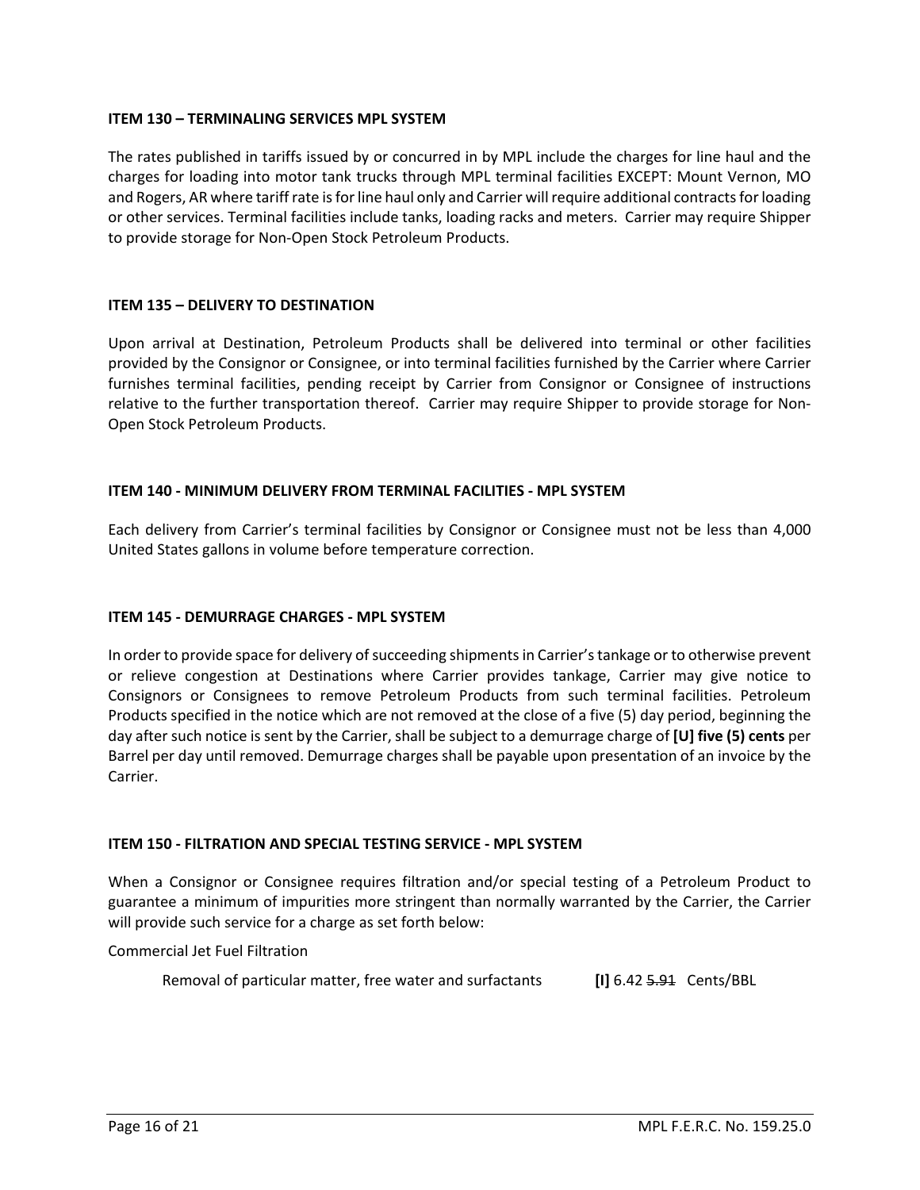**ITEM 130 – TERMINALING SERVICES MPL SYSTEM**

The rates published in tariffs issued by or concurred in by MPL include the charges for line haul and the charges for loading into motor tank trucks through MPL terminal facilities EXCEPT: Mount Vernon, MO and Rogers, AR where tariff rate is for line haul only and Carrier will require additional contracts for loading or other services. Terminal facilities include tanks, loading racks and meters. Carrier may require Shipper to provide storage for Non-Open Stock Petroleum Products.

**ITEM 135 – DELIVERY TO DESTINATION**

Upon arrival at Destination, Petroleum Products shall be delivered into terminal or other facilities provided by the Consignor or Consignee, or into terminal facilities furnished by the Carrier where Carrier furnishes terminal facilities, pending receipt by Carrier from Consignor or Consignee of instructions relative to the further transportation thereof. Carrier may require Shipper to provide storage for Non-Open Stock Petroleum Products.

**ITEM 140 - MINIMUM DELIVERY FROM TERMINAL FACILITIES - MPL SYSTEM**

Each delivery from Carrier's terminal facilities by Consignor or Consignee must not be less than 4,000 United States gallons in volume before temperature correction.

**ITEM 145 - DEMURRAGE CHARGES - MPL SYSTEM**

In order to provide space for delivery of succeeding shipments in Carrier's tankage or to otherwise prevent or relieve congestion at Destinations where Carrier provides tankage, Carrier may give notice to Consignors or Consignees to remove Petroleum Products from such terminal facilities. Petroleum Products specified in the notice which are not removed at the close of a five (5) day period, beginning the day after such notice is sent by the Carrier, shall be subject to a demurrage charge of **[U] five (5) cents** per Barrel per day until removed. Demurrage charges shall be payable upon presentation of an invoice by the Carrier.

**ITEM 150 - FILTRATION AND SPECIAL TESTING SERVICE - MPL SYSTEM**

When a Consignor or Consignee requires filtration and/or special testing of a Petroleum Product to guarantee a minimum of impurities more stringent than normally warranted by the Carrier, the Carrier will provide such service for a charge as set forth below:

Commercial Jet Fuel Filtration

Removal of particular matter, free water and surfactants **[I]** 6.42 ~~5.91~~ Cents/BBL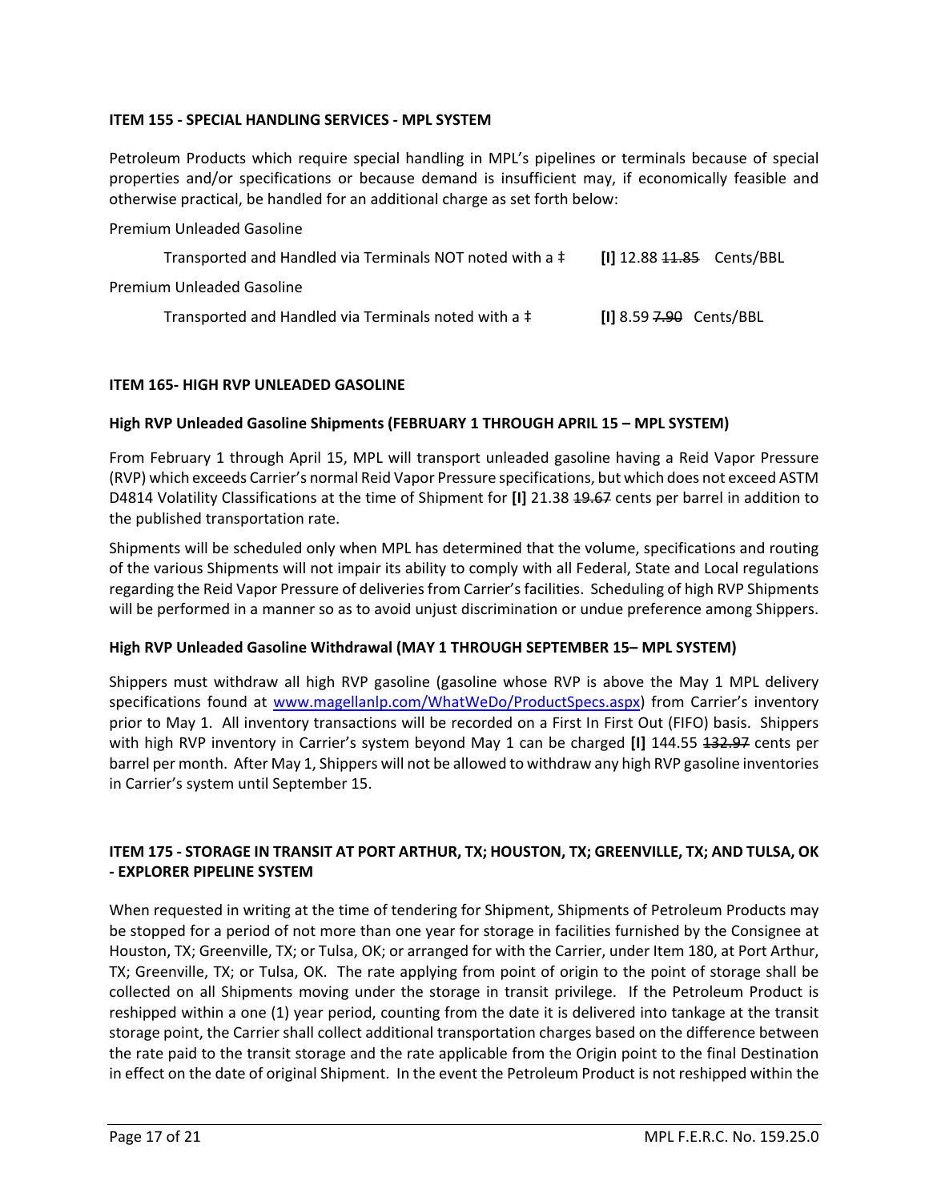**ITEM 155 - SPECIAL HANDLING SERVICES - MPL SYSTEM**

Petroleum Products which require special handling in MPL's pipelines or terminals because of special properties and/or specifications or because demand is insufficient may, if economically feasible and otherwise practical, be handled for an additional charge as set forth below:

Premium Unleaded Gasoline

Transported and Handled via Terminals NOT noted with a ‡ **[I]** 12.88 ~~11.85~~ Cents/BBL

Premium Unleaded Gasoline

Transported and Handled via Terminals noted with a ‡ **[I]** 8.59 ~~7.90~~ Cents/BBL

**ITEM 165- HIGH RVP UNLEADED GASOLINE**

**High RVP Unleaded Gasoline Shipments (FEBRUARY 1 THROUGH APRIL 15 – MPL SYSTEM)**

From February 1 through April 15, MPL will transport unleaded gasoline having a Reid Vapor Pressure (RVP) which exceeds Carrier's normal Reid Vapor Pressure specifications, but which does not exceed ASTM D4814 Volatility Classifications at the time of Shipment for **[I]** 21.38 ~~19.67~~ cents per barrel in addition to the published transportation rate.

Shipments will be scheduled only when MPL has determined that the volume, specifications and routing of the various Shipments will not impair its ability to comply with all Federal, State and Local regulations regarding the Reid Vapor Pressure of deliveries from Carrier's facilities. Scheduling of high RVP Shipments will be performed in a manner so as to avoid unjust discrimination or undue preference among Shippers.

**High RVP Unleaded Gasoline Withdrawal (MAY 1 THROUGH SEPTEMBER 15– MPL SYSTEM)**

Shippers must withdraw all high RVP gasoline (gasoline whose RVP is above the May 1 MPL delivery specifications found at www.magellanlp.com/WhatWeDo/ProductSpecs.aspx) from Carrier's inventory prior to May 1. All inventory transactions will be recorded on a First In First Out (FIFO) basis. Shippers with high RVP inventory in Carrier's system beyond May 1 can be charged **[I]** 144.55 ~~132.97~~ cents per barrel per month. After May 1, Shippers will not be allowed to withdraw any high RVP gasoline inventories in Carrier's system until September 15.

**ITEM 175 - STORAGE IN TRANSIT AT PORT ARTHUR, TX; HOUSTON, TX; GREENVILLE, TX; AND TULSA, OK - EXPLORER PIPELINE SYSTEM**

When requested in writing at the time of tendering for Shipment, Shipments of Petroleum Products may be stopped for a period of not more than one year for storage in facilities furnished by the Consignee at Houston, TX; Greenville, TX; or Tulsa, OK; or arranged for with the Carrier, under Item 180, at Port Arthur, TX; Greenville, TX; or Tulsa, OK. The rate applying from point of origin to the point of storage shall be collected on all Shipments moving under the storage in transit privilege. If the Petroleum Product is reshipped within a one (1) year period, counting from the date it is delivered into tankage at the transit storage point, the Carrier shall collect additional transportation charges based on the difference between the rate paid to the transit storage and the rate applicable from the Origin point to the final Destination in effect on the date of original Shipment. In the event the Petroleum Product is not reshipped within the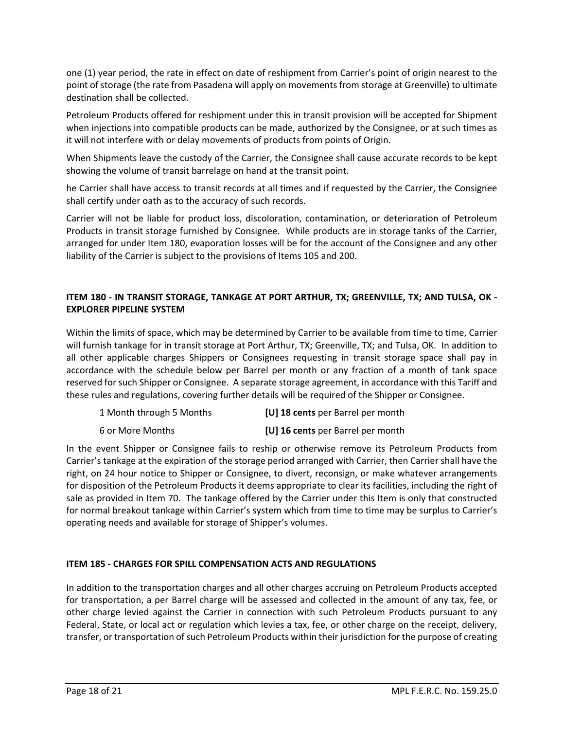one (1) year period, the rate in effect on date of reshipment from Carrier's point of origin nearest to the point of storage (the rate from Pasadena will apply on movements from storage at Greenville) to ultimate destination shall be collected.

Petroleum Products offered for reshipment under this in transit provision will be accepted for Shipment when injections into compatible products can be made, authorized by the Consignee, or at such times as it will not interfere with or delay movements of products from points of Origin.

When Shipments leave the custody of the Carrier, the Consignee shall cause accurate records to be kept showing the volume of transit barrelage on hand at the transit point.

he Carrier shall have access to transit records at all times and if requested by the Carrier, the Consignee shall certify under oath as to the accuracy of such records.

Carrier will not be liable for product loss, discoloration, contamination, or deterioration of Petroleum Products in transit storage furnished by Consignee. While products are in storage tanks of the Carrier, arranged for under Item 180, evaporation losses will be for the account of the Consignee and any other liability of the Carrier is subject to the provisions of Items 105 and 200.

## ITEM 180 - IN TRANSIT STORAGE, TANKAGE AT PORT ARTHUR, TX; GREENVILLE, TX; AND TULSA, OK - EXPLORER PIPELINE SYSTEM

Within the limits of space, which may be determined by Carrier to be available from time to time, Carrier will furnish tankage for in transit storage at Port Arthur, TX; Greenville, TX; and Tulsa, OK. In addition to all other applicable charges Shippers or Consignees requesting in transit storage space shall pay in accordance with the schedule below per Barrel per month or any fraction of a month of tank space reserved for such Shipper or Consignee. A separate storage agreement, in accordance with this Tariff and these rules and regulations, covering further details will be required of the Shipper or Consignee.

| | |
|---|---|
| 1 Month through 5 Months | **[U] 18 cents** per Barrel per month |
| 6 or More Months | **[U] 16 cents** per Barrel per month |

In the event Shipper or Consignee fails to reship or otherwise remove its Petroleum Products from Carrier's tankage at the expiration of the storage period arranged with Carrier, then Carrier shall have the right, on 24 hour notice to Shipper or Consignee, to divert, reconsign, or make whatever arrangements for disposition of the Petroleum Products it deems appropriate to clear its facilities, including the right of sale as provided in Item 70. The tankage offered by the Carrier under this Item is only that constructed for normal breakout tankage within Carrier's system which from time to time may be surplus to Carrier's operating needs and available for storage of Shipper's volumes.

## ITEM 185 - CHARGES FOR SPILL COMPENSATION ACTS AND REGULATIONS

In addition to the transportation charges and all other charges accruing on Petroleum Products accepted for transportation, a per Barrel charge will be assessed and collected in the amount of any tax, fee, or other charge levied against the Carrier in connection with such Petroleum Products pursuant to any Federal, State, or local act or regulation which levies a tax, fee, or other charge on the receipt, delivery, transfer, or transportation of such Petroleum Products within their jurisdiction for the purpose of creating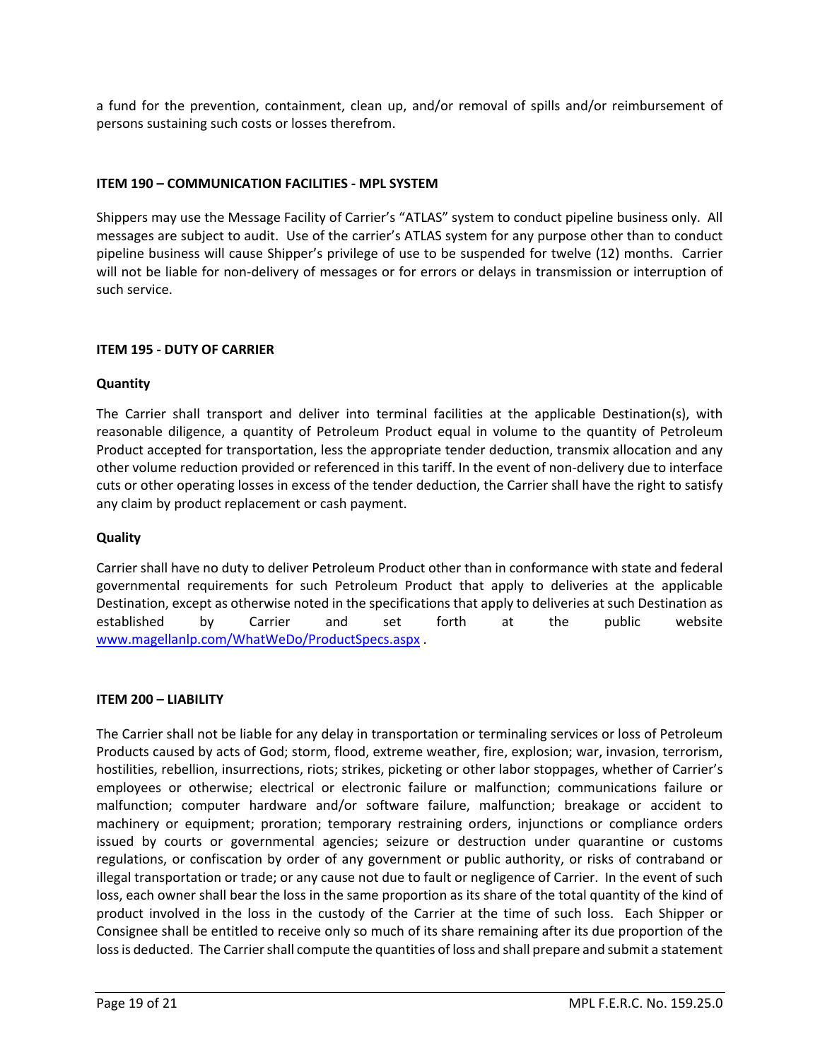a fund for the prevention, containment, clean up, and/or removal of spills and/or reimbursement of persons sustaining such costs or losses therefrom.

**ITEM 190 – COMMUNICATION FACILITIES - MPL SYSTEM**

Shippers may use the Message Facility of Carrier's "ATLAS" system to conduct pipeline business only. All messages are subject to audit. Use of the carrier's ATLAS system for any purpose other than to conduct pipeline business will cause Shipper's privilege of use to be suspended for twelve (12) months. Carrier will not be liable for non-delivery of messages or for errors or delays in transmission or interruption of such service.

**ITEM 195 - DUTY OF CARRIER**

**Quantity**

The Carrier shall transport and deliver into terminal facilities at the applicable Destination(s), with reasonable diligence, a quantity of Petroleum Product equal in volume to the quantity of Petroleum Product accepted for transportation, less the appropriate tender deduction, transmix allocation and any other volume reduction provided or referenced in this tariff. In the event of non-delivery due to interface cuts or other operating losses in excess of the tender deduction, the Carrier shall have the right to satisfy any claim by product replacement or cash payment.

**Quality**

Carrier shall have no duty to deliver Petroleum Product other than in conformance with state and federal governmental requirements for such Petroleum Product that apply to deliveries at the applicable Destination, except as otherwise noted in the specifications that apply to deliveries at such Destination as established by Carrier and set forth at the public website www.magellanlp.com/WhatWeDo/ProductSpecs.aspx .

**ITEM 200 – LIABILITY**

The Carrier shall not be liable for any delay in transportation or terminaling services or loss of Petroleum Products caused by acts of God; storm, flood, extreme weather, fire, explosion; war, invasion, terrorism, hostilities, rebellion, insurrections, riots; strikes, picketing or other labor stoppages, whether of Carrier's employees or otherwise; electrical or electronic failure or malfunction; communications failure or malfunction; computer hardware and/or software failure, malfunction; breakage or accident to machinery or equipment; proration; temporary restraining orders, injunctions or compliance orders issued by courts or governmental agencies; seizure or destruction under quarantine or customs regulations, or confiscation by order of any government or public authority, or risks of contraband or illegal transportation or trade; or any cause not due to fault or negligence of Carrier. In the event of such loss, each owner shall bear the loss in the same proportion as its share of the total quantity of the kind of product involved in the loss in the custody of the Carrier at the time of such loss. Each Shipper or Consignee shall be entitled to receive only so much of its share remaining after its due proportion of the loss is deducted. The Carrier shall compute the quantities of loss and shall prepare and submit a statement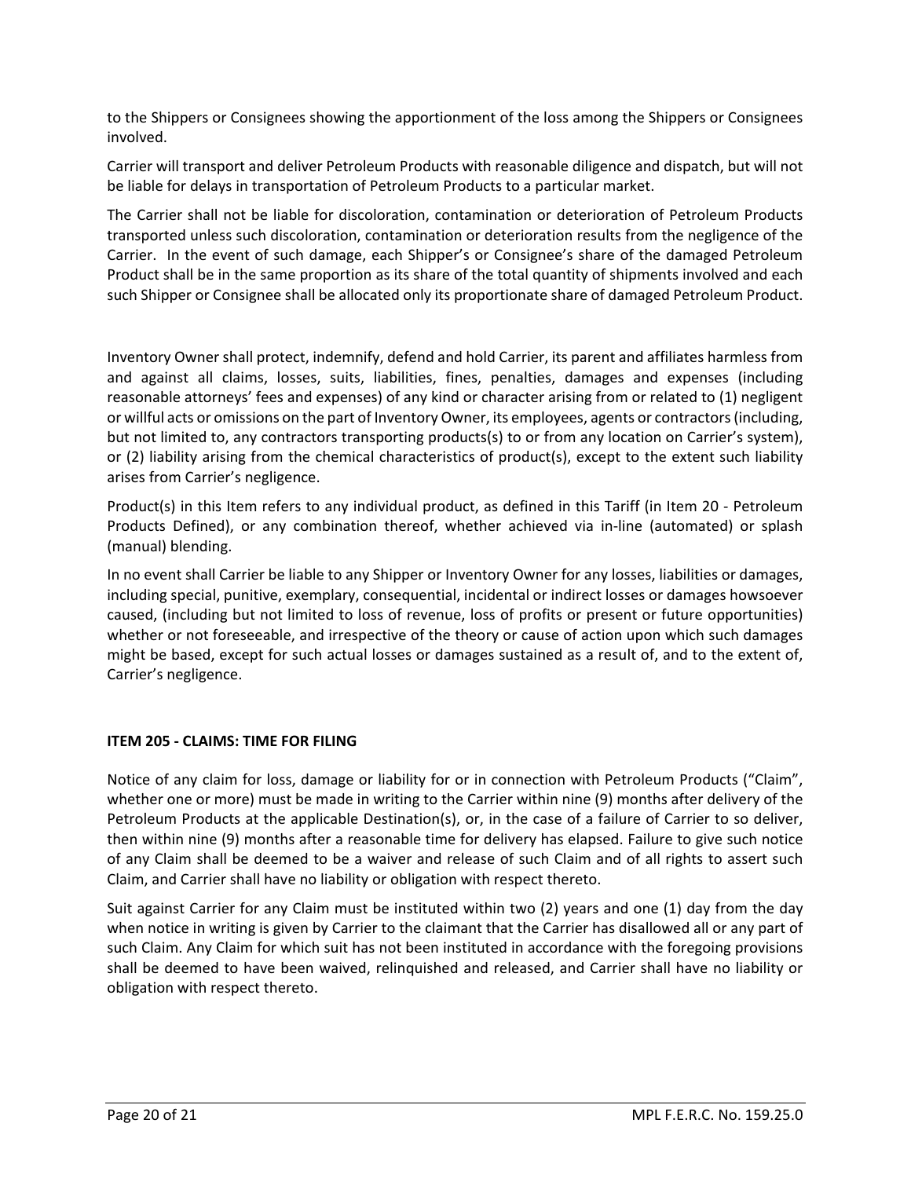to the Shippers or Consignees showing the apportionment of the loss among the Shippers or Consignees involved.

Carrier will transport and deliver Petroleum Products with reasonable diligence and dispatch, but will not be liable for delays in transportation of Petroleum Products to a particular market.

The Carrier shall not be liable for discoloration, contamination or deterioration of Petroleum Products transported unless such discoloration, contamination or deterioration results from the negligence of the Carrier. In the event of such damage, each Shipper's or Consignee's share of the damaged Petroleum Product shall be in the same proportion as its share of the total quantity of shipments involved and each such Shipper or Consignee shall be allocated only its proportionate share of damaged Petroleum Product.

Inventory Owner shall protect, indemnify, defend and hold Carrier, its parent and affiliates harmless from and against all claims, losses, suits, liabilities, fines, penalties, damages and expenses (including reasonable attorneys' fees and expenses) of any kind or character arising from or related to (1) negligent or willful acts or omissions on the part of Inventory Owner, its employees, agents or contractors (including, but not limited to, any contractors transporting products(s) to or from any location on Carrier's system), or (2) liability arising from the chemical characteristics of product(s), except to the extent such liability arises from Carrier's negligence.

Product(s) in this Item refers to any individual product, as defined in this Tariff (in Item 20 - Petroleum Products Defined), or any combination thereof, whether achieved via in-line (automated) or splash (manual) blending.

In no event shall Carrier be liable to any Shipper or Inventory Owner for any losses, liabilities or damages, including special, punitive, exemplary, consequential, incidental or indirect losses or damages howsoever caused, (including but not limited to loss of revenue, loss of profits or present or future opportunities) whether or not foreseeable, and irrespective of the theory or cause of action upon which such damages might be based, except for such actual losses or damages sustained as a result of, and to the extent of, Carrier's negligence.

**ITEM 205 - CLAIMS: TIME FOR FILING**

Notice of any claim for loss, damage or liability for or in connection with Petroleum Products ("Claim", whether one or more) must be made in writing to the Carrier within nine (9) months after delivery of the Petroleum Products at the applicable Destination(s), or, in the case of a failure of Carrier to so deliver, then within nine (9) months after a reasonable time for delivery has elapsed. Failure to give such notice of any Claim shall be deemed to be a waiver and release of such Claim and of all rights to assert such Claim, and Carrier shall have no liability or obligation with respect thereto.

Suit against Carrier for any Claim must be instituted within two (2) years and one (1) day from the day when notice in writing is given by Carrier to the claimant that the Carrier has disallowed all or any part of such Claim. Any Claim for which suit has not been instituted in accordance with the foregoing provisions shall be deemed to have been waived, relinquished and released, and Carrier shall have no liability or obligation with respect thereto.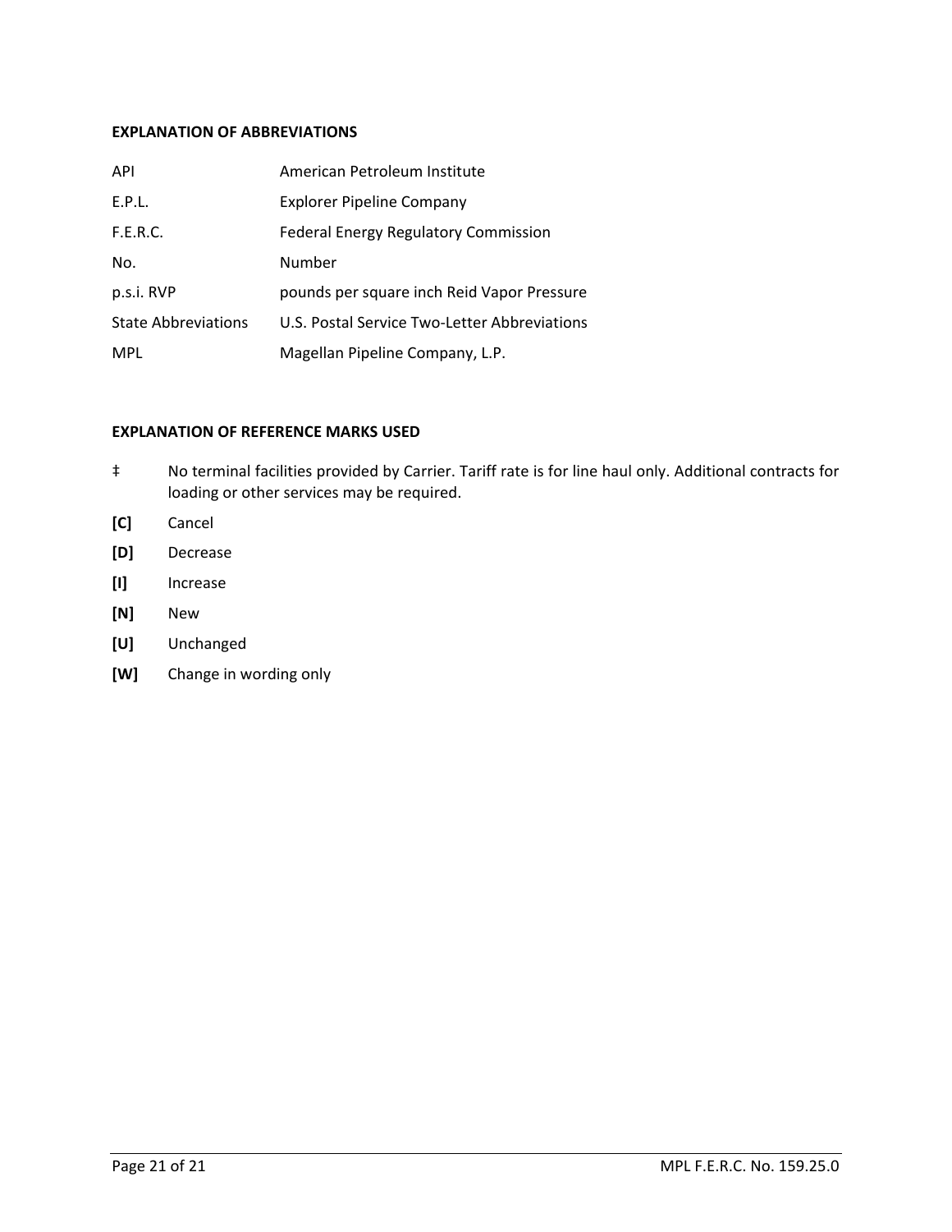**EXPLANATION OF ABBREVIATIONS**

| | |
|---|---|
| API | American Petroleum Institute |
| E.P.L. | Explorer Pipeline Company |
| F.E.R.C. | Federal Energy Regulatory Commission |
| No. | Number |
| p.s.i. RVP | pounds per square inch Reid Vapor Pressure |
| State Abbreviations | U.S. Postal Service Two-Letter Abbreviations |
| MPL | Magellan Pipeline Company, L.P. |

**EXPLANATION OF REFERENCE MARKS USED**

| | |
|---|---|
| ‡ | No terminal facilities provided by Carrier. Tariff rate is for line haul only. Additional contracts for loading or other services may be required. |
| **[C]** | Cancel |
| **[D]** | Decrease |
| **[I]** | Increase |
| **[N]** | New |
| **[U]** | Unchanged |
| **[W]** | Change in wording only |